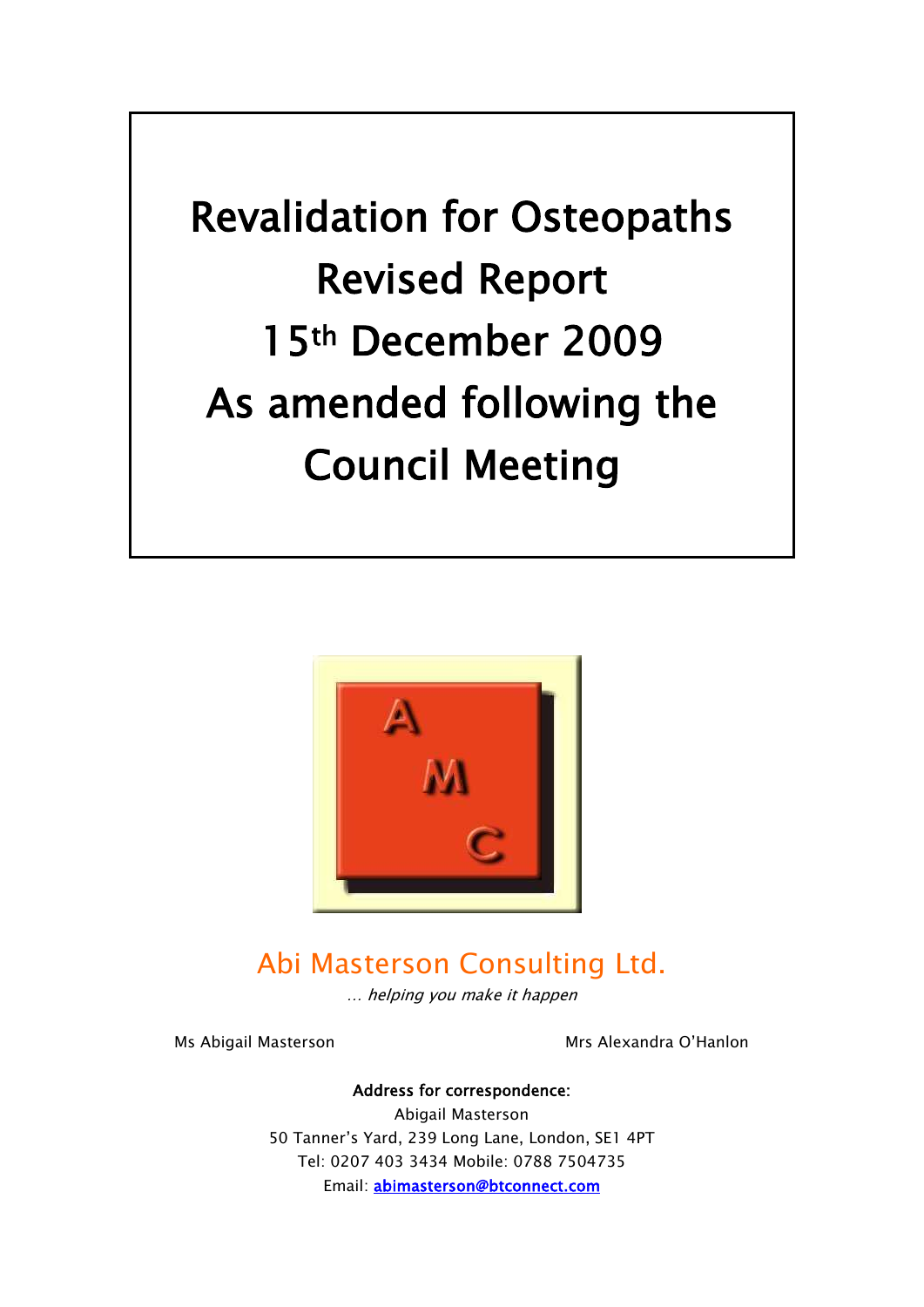# Revalidation for Osteopaths
# Revised Report
# 15th December 2009
# As amended following the Council Meeting

Abi Masterson Consulting Ltd.

*... helping you make it happen*

Ms Abigail Masterson

Mrs Alexandra O'Hanlon

**Address for correspondence:**

Abigail Masterson

50 Tanner's Yard, 239 Long Lane, London, SE1 4PT

Tel: 0207 403 3434 Mobile: 0788 7504735

Email: abimasterson@btconnect.com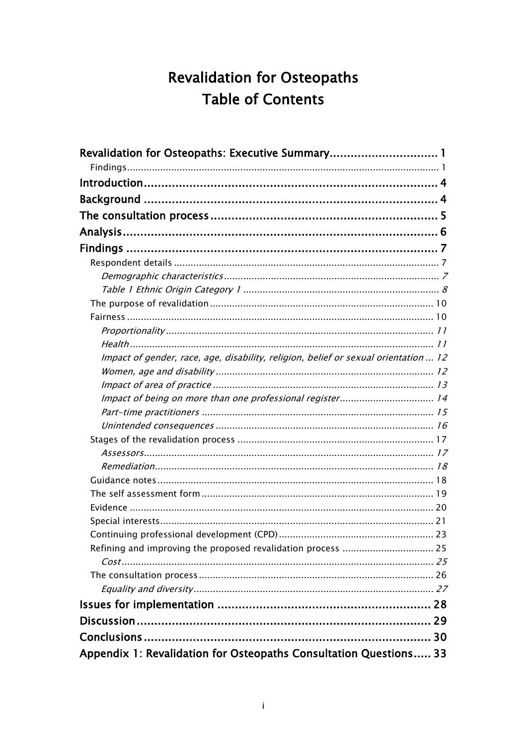# Revalidation for Osteopaths
# Table of Contents

- **Revalidation for Osteopaths: Executive Summary** ........ 1
  - Findings ........ 1
- **Introduction** ........ 4
- **Background** ........ 4
- **The consultation process** ........ 5
- **Analysis** ........ 6
- **Findings** ........ 7
  - Respondent details ........ 7
    - *Demographic characteristics* ........ 7
    - *Table 1 Ethnic Origin Category 1* ........ 8
  - The purpose of revalidation ........ 10
  - Fairness ........ 10
    - *Proportionality* ........ 11
    - *Health* ........ 11
    - *Impact of gender, race, age, disability, religion, belief or sexual orientation* ... 12
    - *Women, age and disability* ........ 12
    - *Impact of area of practice* ........ 13
    - *Impact of being on more than one professional register* ........ 14
    - *Part-time practitioners* ........ 15
    - *Unintended consequences* ........ 16
  - Stages of the revalidation process ........ 17
    - *Assessors* ........ 17
    - *Remediation* ........ 18
  - Guidance notes ........ 18
  - The self assessment form ........ 19
  - Evidence ........ 20
  - Special interests ........ 21
  - Continuing professional development (CPD) ........ 23
  - Refining and improving the proposed revalidation process ........ 25
    - *Cost* ........ 25
  - The consultation process ........ 26
    - *Equality and diversity* ........ 27
- **Issues for implementation** ........ 28
- **Discussion** ........ 29
- **Conclusions** ........ 30
- **Appendix 1: Revalidation for Osteopaths Consultation Questions** ..... 33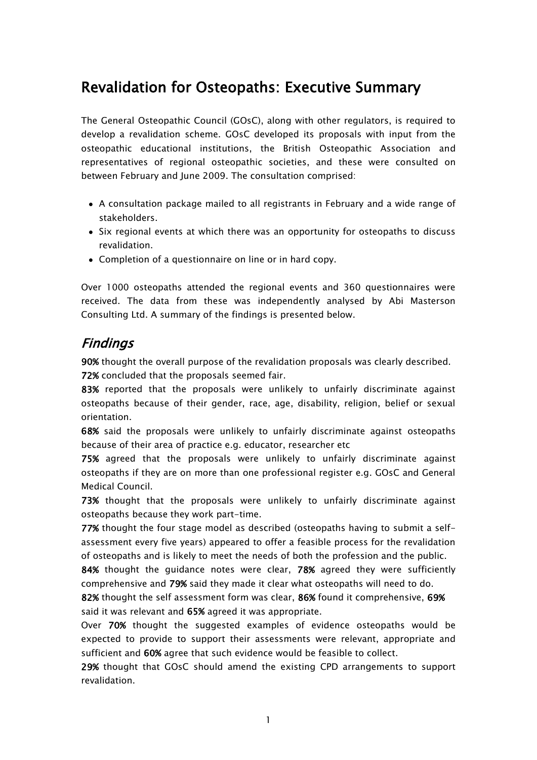# Revalidation for Osteopaths: Executive Summary

The General Osteopathic Council (GOsC), along with other regulators, is required to develop a revalidation scheme. GOsC developed its proposals with input from the osteopathic educational institutions, the British Osteopathic Association and representatives of regional osteopathic societies, and these were consulted on between February and June 2009. The consultation comprised:

- A consultation package mailed to all registrants in February and a wide range of stakeholders.
- Six regional events at which there was an opportunity for osteopaths to discuss revalidation.
- Completion of a questionnaire on line or in hard copy.

Over 1000 osteopaths attended the regional events and 360 questionnaires were received. The data from these was independently analysed by Abi Masterson Consulting Ltd. A summary of the findings is presented below.

## *Findings*

**90%** thought the overall purpose of the revalidation proposals was clearly described.
**72%** concluded that the proposals seemed fair.

**83%** reported that the proposals were unlikely to unfairly discriminate against osteopaths because of their gender, race, age, disability, religion, belief or sexual orientation.

**68%** said the proposals were unlikely to unfairly discriminate against osteopaths because of their area of practice e.g. educator, researcher etc

**75%** agreed that the proposals were unlikely to unfairly discriminate against osteopaths if they are on more than one professional register e.g. GOsC and General Medical Council.

**73%** thought that the proposals were unlikely to unfairly discriminate against osteopaths because they work part-time.

**77%** thought the four stage model as described (osteopaths having to submit a self-assessment every five years) appeared to offer a feasible process for the revalidation of osteopaths and is likely to meet the needs of both the profession and the public.

**84%** thought the guidance notes were clear, **78%** agreed they were sufficiently comprehensive and **79%** said they made it clear what osteopaths will need to do.

**82%** thought the self assessment form was clear, **86%** found it comprehensive, **69%** said it was relevant and **65%** agreed it was appropriate.

Over **70%** thought the suggested examples of evidence osteopaths would be expected to provide to support their assessments were relevant, appropriate and sufficient and **60%** agree that such evidence would be feasible to collect.

**29%** thought that GOsC should amend the existing CPD arrangements to support revalidation.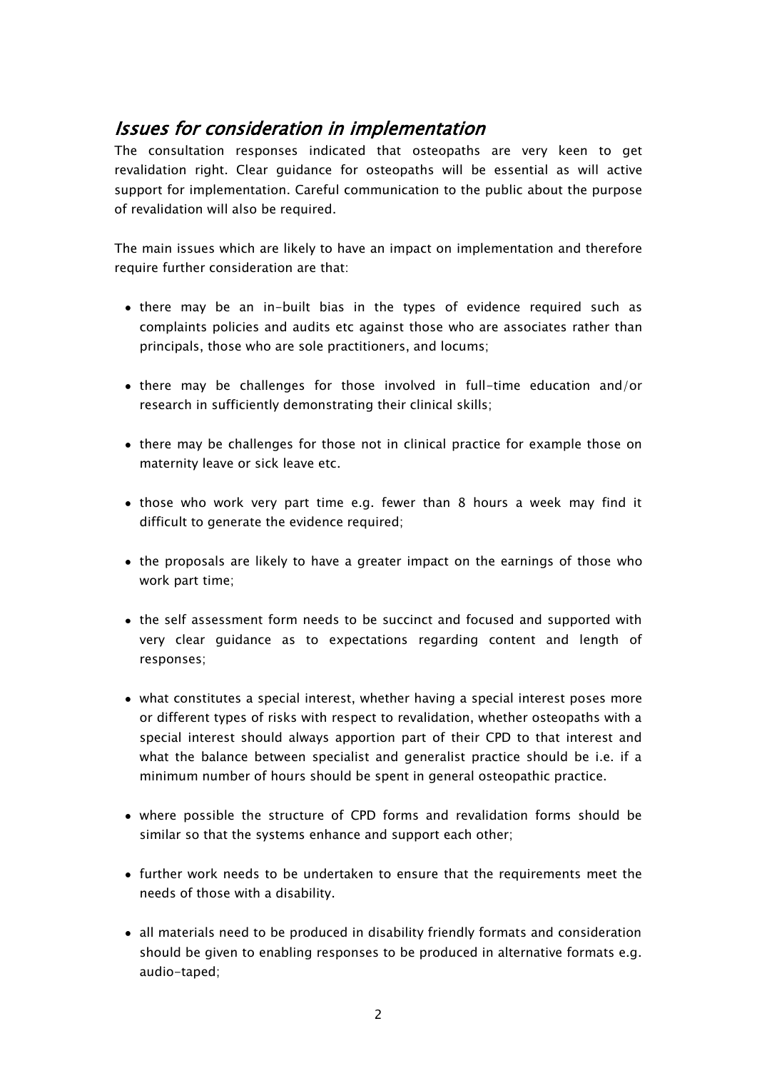## *Issues for consideration in implementation*

The consultation responses indicated that osteopaths are very keen to get revalidation right. Clear guidance for osteopaths will be essential as will active support for implementation. Careful communication to the public about the purpose of revalidation will also be required.

The main issues which are likely to have an impact on implementation and therefore require further consideration are that:

- there may be an in-built bias in the types of evidence required such as complaints policies and audits etc against those who are associates rather than principals, those who are sole practitioners, and locums;
- there may be challenges for those involved in full-time education and/or research in sufficiently demonstrating their clinical skills;
- there may be challenges for those not in clinical practice for example those on maternity leave or sick leave etc.
- those who work very part time e.g. fewer than 8 hours a week may find it difficult to generate the evidence required;
- the proposals are likely to have a greater impact on the earnings of those who work part time;
- the self assessment form needs to be succinct and focused and supported with very clear guidance as to expectations regarding content and length of responses;
- what constitutes a special interest, whether having a special interest poses more or different types of risks with respect to revalidation, whether osteopaths with a special interest should always apportion part of their CPD to that interest and what the balance between specialist and generalist practice should be i.e. if a minimum number of hours should be spent in general osteopathic practice.
- where possible the structure of CPD forms and revalidation forms should be similar so that the systems enhance and support each other;
- further work needs to be undertaken to ensure that the requirements meet the needs of those with a disability.
- all materials need to be produced in disability friendly formats and consideration should be given to enabling responses to be produced in alternative formats e.g. audio-taped;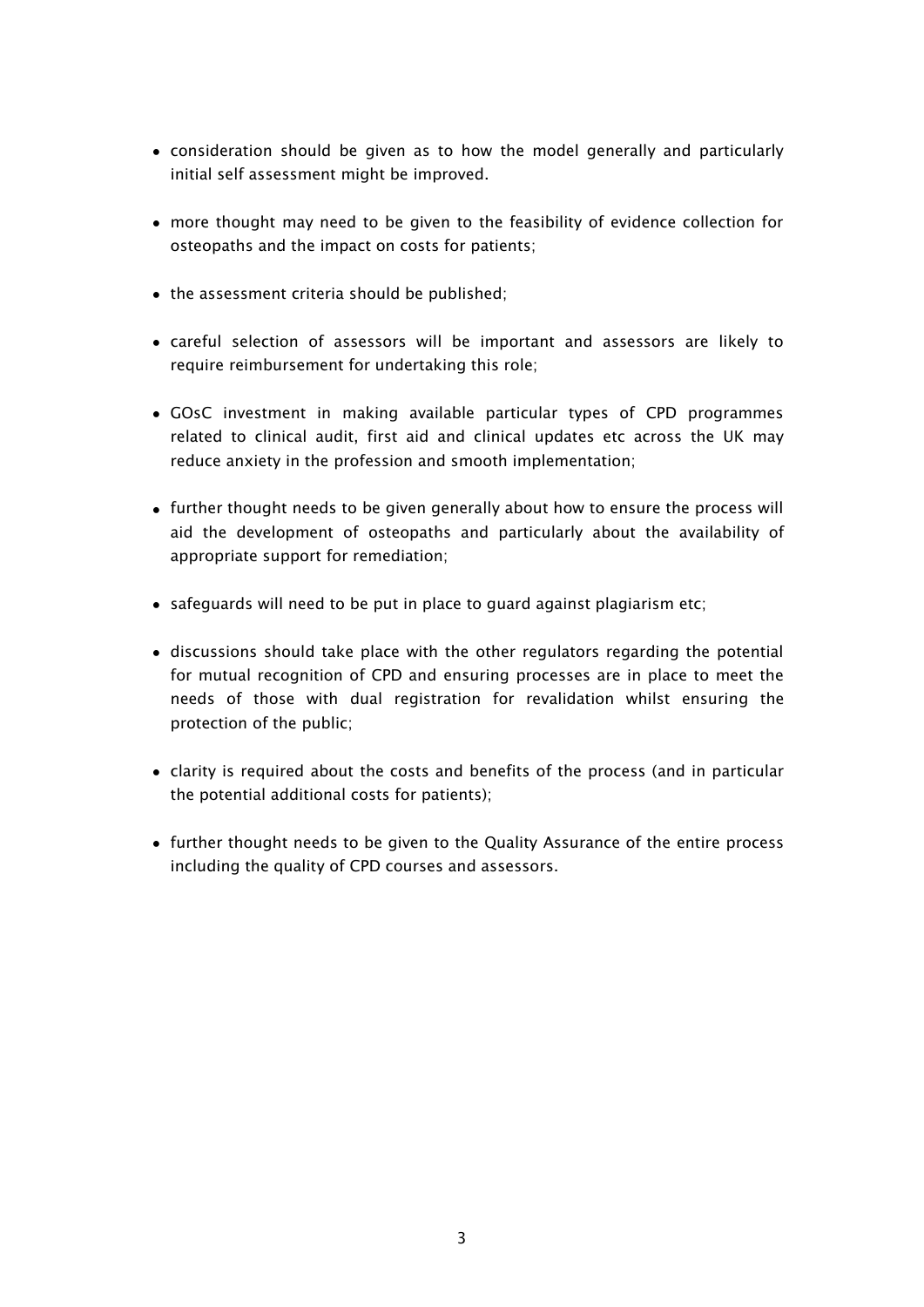- consideration should be given as to how the model generally and particularly initial self assessment might be improved.

- more thought may need to be given to the feasibility of evidence collection for osteopaths and the impact on costs for patients;

- the assessment criteria should be published;

- careful selection of assessors will be important and assessors are likely to require reimbursement for undertaking this role;

- GOsC investment in making available particular types of CPD programmes related to clinical audit, first aid and clinical updates etc across the UK may reduce anxiety in the profession and smooth implementation;

- further thought needs to be given generally about how to ensure the process will aid the development of osteopaths and particularly about the availability of appropriate support for remediation;

- safeguards will need to be put in place to guard against plagiarism etc;

- discussions should take place with the other regulators regarding the potential for mutual recognition of CPD and ensuring processes are in place to meet the needs of those with dual registration for revalidation whilst ensuring the protection of the public;

- clarity is required about the costs and benefits of the process (and in particular the potential additional costs for patients);

- further thought needs to be given to the Quality Assurance of the entire process including the quality of CPD courses and assessors.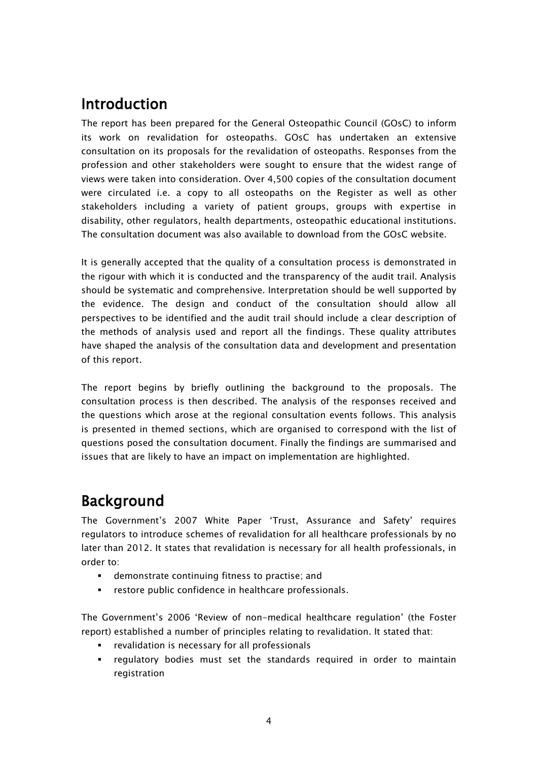## Introduction

The report has been prepared for the General Osteopathic Council (GOsC) to inform its work on revalidation for osteopaths. GOsC has undertaken an extensive consultation on its proposals for the revalidation of osteopaths. Responses from the profession and other stakeholders were sought to ensure that the widest range of views were taken into consideration. Over 4,500 copies of the consultation document were circulated i.e. a copy to all osteopaths on the Register as well as other stakeholders including a variety of patient groups, groups with expertise in disability, other regulators, health departments, osteopathic educational institutions. The consultation document was also available to download from the GOsC website.

It is generally accepted that the quality of a consultation process is demonstrated in the rigour with which it is conducted and the transparency of the audit trail. Analysis should be systematic and comprehensive. Interpretation should be well supported by the evidence. The design and conduct of the consultation should allow all perspectives to be identified and the audit trail should include a clear description of the methods of analysis used and report all the findings. These quality attributes have shaped the analysis of the consultation data and development and presentation of this report.

The report begins by briefly outlining the background to the proposals. The consultation process is then described. The analysis of the responses received and the questions which arose at the regional consultation events follows. This analysis is presented in themed sections, which are organised to correspond with the list of questions posed the consultation document. Finally the findings are summarised and issues that are likely to have an impact on implementation are highlighted.

## Background

The Government's 2007 White Paper 'Trust, Assurance and Safety' requires regulators to introduce schemes of revalidation for all healthcare professionals by no later than 2012. It states that revalidation is necessary for all health professionals, in order to:

- demonstrate continuing fitness to practise; and
- restore public confidence in healthcare professionals.

The Government's 2006 'Review of non-medical healthcare regulation' (the Foster report) established a number of principles relating to revalidation. It stated that:

- revalidation is necessary for all professionals
- regulatory bodies must set the standards required in order to maintain registration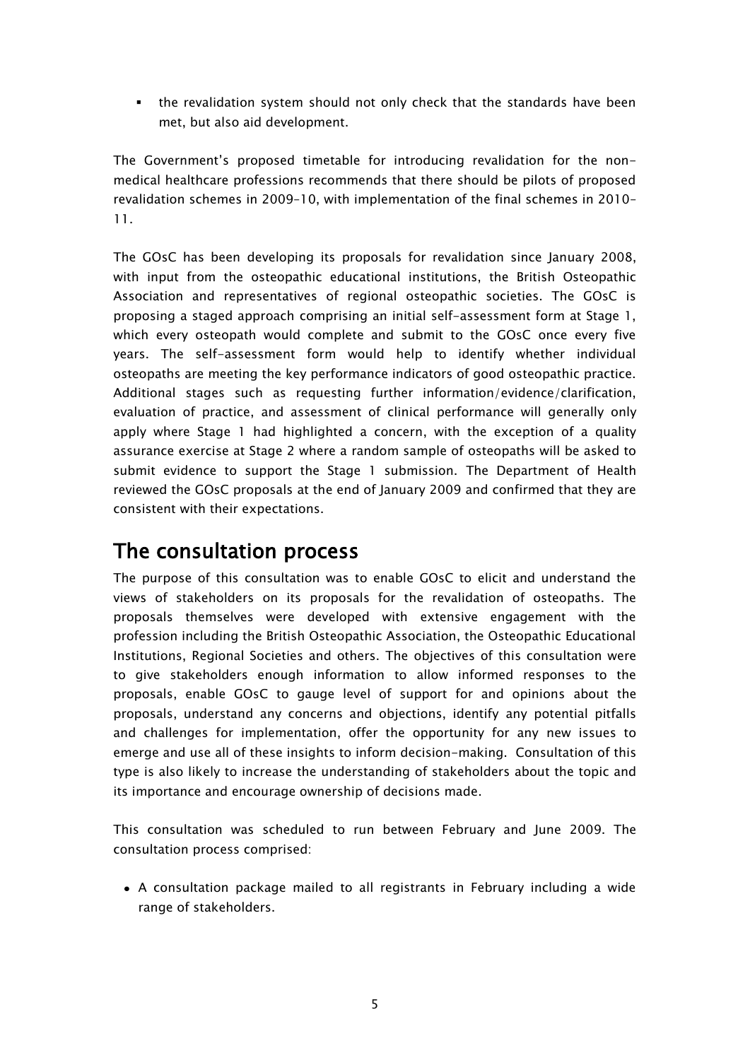- the revalidation system should not only check that the standards have been met, but also aid development.

The Government's proposed timetable for introducing revalidation for the non-medical healthcare professions recommends that there should be pilots of proposed revalidation schemes in 2009–10, with implementation of the final schemes in 2010–11.

The GOsC has been developing its proposals for revalidation since January 2008, with input from the osteopathic educational institutions, the British Osteopathic Association and representatives of regional osteopathic societies. The GOsC is proposing a staged approach comprising an initial self-assessment form at Stage 1, which every osteopath would complete and submit to the GOsC once every five years. The self-assessment form would help to identify whether individual osteopaths are meeting the key performance indicators of good osteopathic practice. Additional stages such as requesting further information/evidence/clarification, evaluation of practice, and assessment of clinical performance will generally only apply where Stage 1 had highlighted a concern, with the exception of a quality assurance exercise at Stage 2 where a random sample of osteopaths will be asked to submit evidence to support the Stage 1 submission. The Department of Health reviewed the GOsC proposals at the end of January 2009 and confirmed that they are consistent with their expectations.

## The consultation process

The purpose of this consultation was to enable GOsC to elicit and understand the views of stakeholders on its proposals for the revalidation of osteopaths. The proposals themselves were developed with extensive engagement with the profession including the British Osteopathic Association, the Osteopathic Educational Institutions, Regional Societies and others. The objectives of this consultation were to give stakeholders enough information to allow informed responses to the proposals, enable GOsC to gauge level of support for and opinions about the proposals, understand any concerns and objections, identify any potential pitfalls and challenges for implementation, offer the opportunity for any new issues to emerge and use all of these insights to inform decision-making. Consultation of this type is also likely to increase the understanding of stakeholders about the topic and its importance and encourage ownership of decisions made.

This consultation was scheduled to run between February and June 2009. The consultation process comprised:

- A consultation package mailed to all registrants in February including a wide range of stakeholders.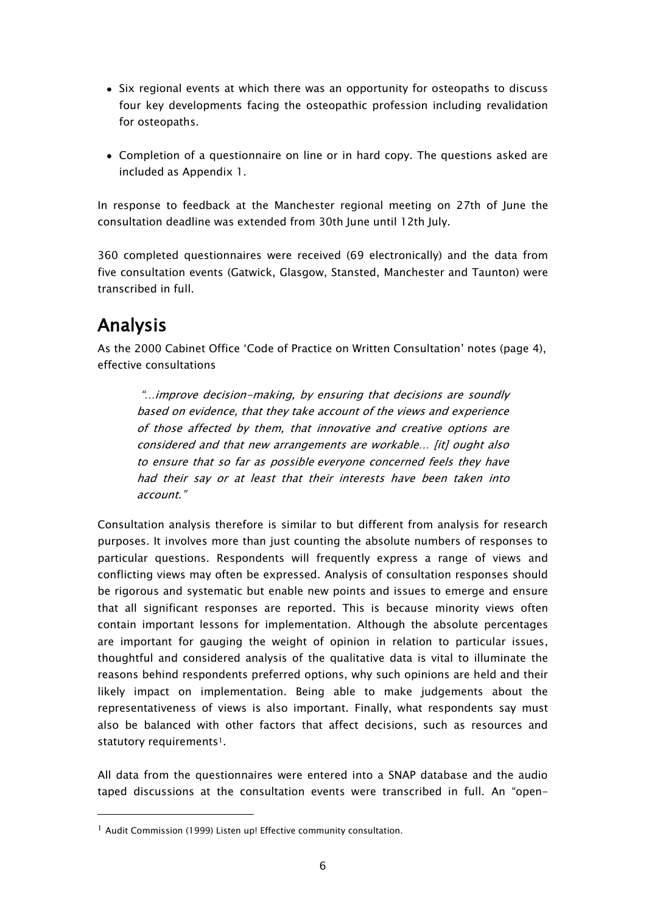- Six regional events at which there was an opportunity for osteopaths to discuss four key developments facing the osteopathic profession including revalidation for osteopaths.
- Completion of a questionnaire on line or in hard copy. The questions asked are included as Appendix 1.

In response to feedback at the Manchester regional meeting on 27th of June the consultation deadline was extended from 30th June until 12th July.

360 completed questionnaires were received (69 electronically) and the data from five consultation events (Gatwick, Glasgow, Stansted, Manchester and Taunton) were transcribed in full.

## Analysis

As the 2000 Cabinet Office 'Code of Practice on Written Consultation' notes (page 4), effective consultations

> *"…improve decision-making, by ensuring that decisions are soundly based on evidence, that they take account of the views and experience of those affected by them, that innovative and creative options are considered and that new arrangements are workable… [it] ought also to ensure that so far as possible everyone concerned feels they have had their say or at least that their interests have been taken into account."*

Consultation analysis therefore is similar to but different from analysis for research purposes. It involves more than just counting the absolute numbers of responses to particular questions. Respondents will frequently express a range of views and conflicting views may often be expressed. Analysis of consultation responses should be rigorous and systematic but enable new points and issues to emerge and ensure that all significant responses are reported. This is because minority views often contain important lessons for implementation. Although the absolute percentages are important for gauging the weight of opinion in relation to particular issues, thoughtful and considered analysis of the qualitative data is vital to illuminate the reasons behind respondents preferred options, why such opinions are held and their likely impact on implementation. Being able to make judgements about the representativeness of views is also important. Finally, what respondents say must also be balanced with other factors that affect decisions, such as resources and statutory requirements[1].

All data from the questionnaires were entered into a SNAP database and the audio taped discussions at the consultation events were transcribed in full. An "open-

---

[1] Audit Commission (1999) Listen up! Effective community consultation.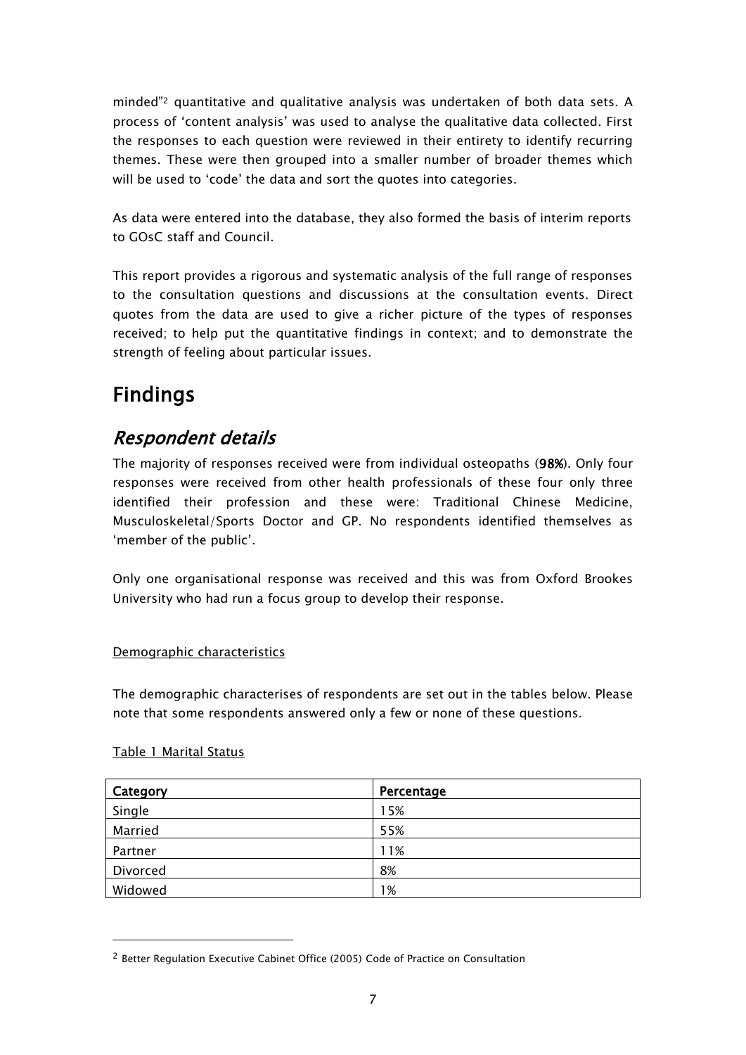minded"[2] quantitative and qualitative analysis was undertaken of both data sets. A process of 'content analysis' was used to analyse the qualitative data collected. First the responses to each question were reviewed in their entirety to identify recurring themes. These were then grouped into a smaller number of broader themes which will be used to 'code' the data and sort the quotes into categories.

As data were entered into the database, they also formed the basis of interim reports to GOsC staff and Council.

This report provides a rigorous and systematic analysis of the full range of responses to the consultation questions and discussions at the consultation events. Direct quotes from the data are used to give a richer picture of the types of responses received; to help put the quantitative findings in context; and to demonstrate the strength of feeling about particular issues.

# Findings

## *Respondent details*

The majority of responses received were from individual osteopaths (**98%**). Only four responses were received from other health professionals of these four only three identified their profession and these were: Traditional Chinese Medicine, Musculoskeletal/Sports Doctor and GP. No respondents identified themselves as 'member of the public'.

Only one organisational response was received and this was from Oxford Brookes University who had run a focus group to develop their response.

Demographic characteristics

The demographic characterises of respondents are set out in the tables below. Please note that some respondents answered only a few or none of these questions.

Table 1 Marital Status

| Category | Percentage |
|---|---|
| Single | 15% |
| Married | 55% |
| Partner | 11% |
| Divorced | 8% |
| Widowed | 1% |

[2] Better Regulation Executive Cabinet Office (2005) Code of Practice on Consultation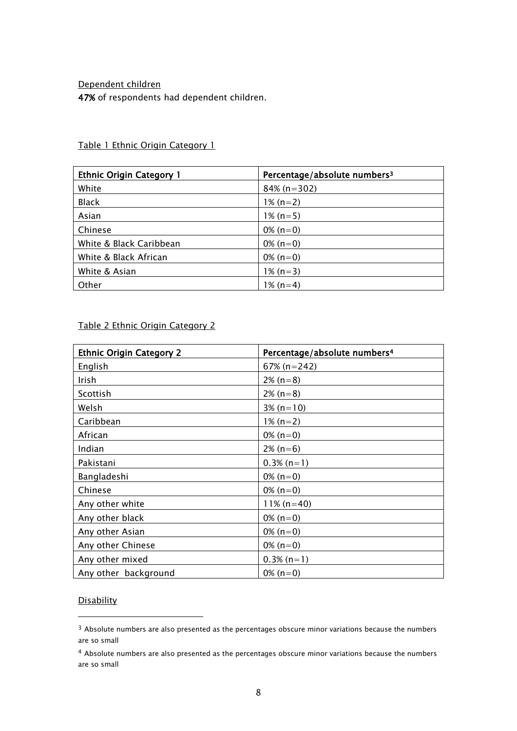Dependent children

**47%** of respondents had dependent children.

Table 1 Ethnic Origin Category 1

| Ethnic Origin Category 1 | Percentage/absolute numbers[3] |
|---|---|
| White | 84% (n=302) |
| Black | 1% (n=2) |
| Asian | 1% (n=5) |
| Chinese | 0% (n=0) |
| White & Black Caribbean | 0% (n=0) |
| White & Black African | 0% (n=0) |
| White & Asian | 1% (n=3) |
| Other | 1% (n=4) |

Table 2 Ethnic Origin Category 2

| Ethnic Origin Category 2 | Percentage/absolute numbers[4] |
|---|---|
| English | 67% (n=242) |
| Irish | 2% (n=8) |
| Scottish | 2% (n=8) |
| Welsh | 3% (n=10) |
| Caribbean | 1% (n=2) |
| African | 0% (n=0) |
| Indian | 2% (n=6) |
| Pakistani | 0.3% (n=1) |
| Bangladeshi | 0% (n=0) |
| Chinese | 0% (n=0) |
| Any other white | 11% (n=40) |
| Any other black | 0% (n=0) |
| Any other Asian | 0% (n=0) |
| Any other Chinese | 0% (n=0) |
| Any other mixed | 0.3% (n=1) |
| Any other background | 0% (n=0) |

Disability

[3] Absolute numbers are also presented as the percentages obscure minor variations because the numbers are so small

[4] Absolute numbers are also presented as the percentages obscure minor variations because the numbers are so small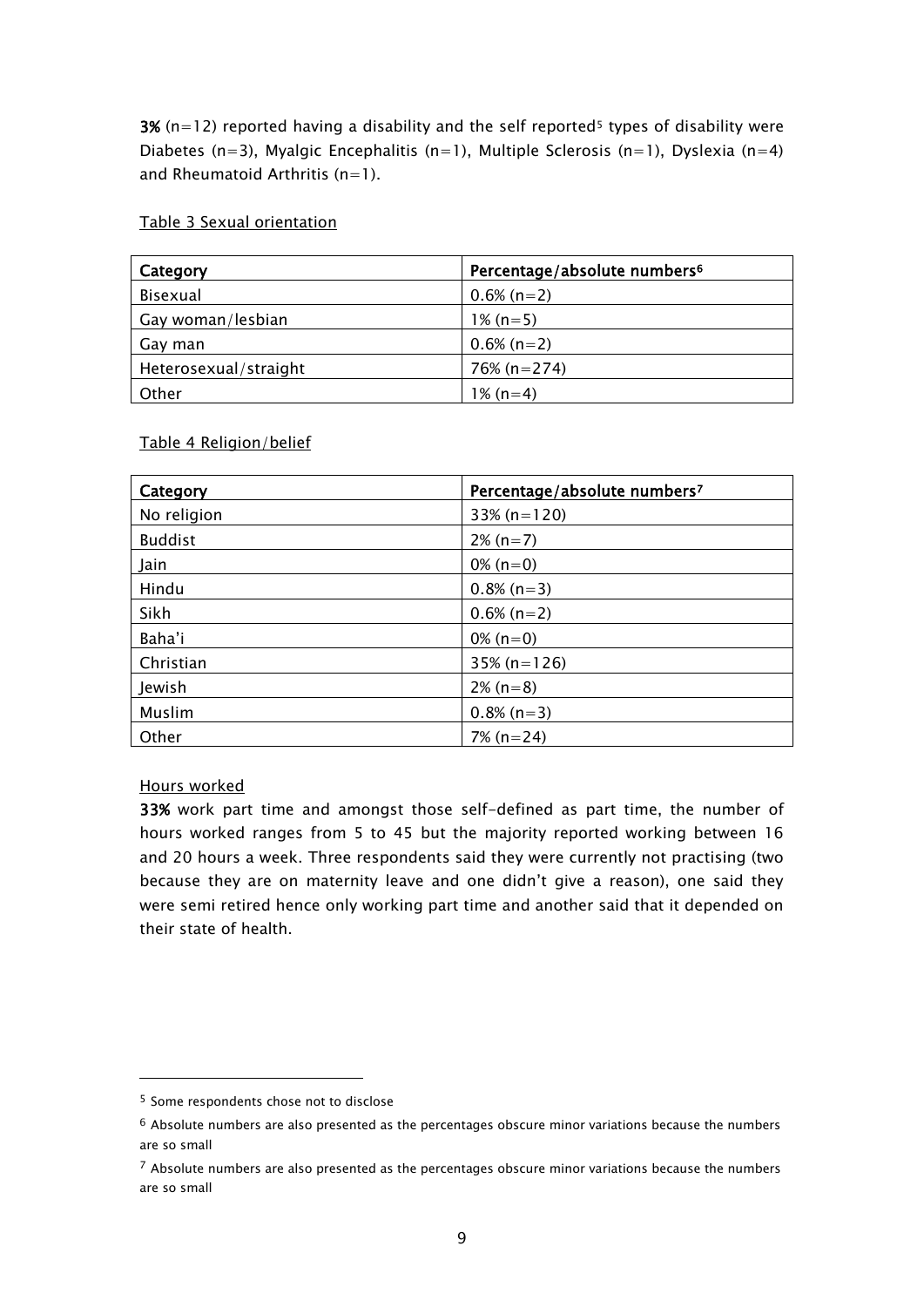**3%** (n=12) reported having a disability and the self reported[5] types of disability were Diabetes (n=3), Myalgic Encephalitis (n=1), Multiple Sclerosis (n=1), Dyslexia (n=4) and Rheumatoid Arthritis (n=1).

Table 3 Sexual orientation

| Category | Percentage/absolute numbers[6] |
|---|---|
| Bisexual | 0.6% (n=2) |
| Gay woman/lesbian | 1% (n=5) |
| Gay man | 0.6% (n=2) |
| Heterosexual/straight | 76% (n=274) |
| Other | 1% (n=4) |

Table 4 Religion/belief

| Category | Percentage/absolute numbers[7] |
|---|---|
| No religion | 33% (n=120) |
| Buddist | 2% (n=7) |
| Jain | 0% (n=0) |
| Hindu | 0.8% (n=3) |
| Sikh | 0.6% (n=2) |
| Baha'i | 0% (n=0) |
| Christian | 35% (n=126) |
| Jewish | 2% (n=8) |
| Muslim | 0.8% (n=3) |
| Other | 7% (n=24) |

Hours worked

**33%** work part time and amongst those self-defined as part time, the number of hours worked ranges from 5 to 45 but the majority reported working between 16 and 20 hours a week. Three respondents said they were currently not practising (two because they are on maternity leave and one didn't give a reason), one said they were semi retired hence only working part time and another said that it depended on their state of health.

---

[5] Some respondents chose not to disclose

[6] Absolute numbers are also presented as the percentages obscure minor variations because the numbers are so small

[7] Absolute numbers are also presented as the percentages obscure minor variations because the numbers are so small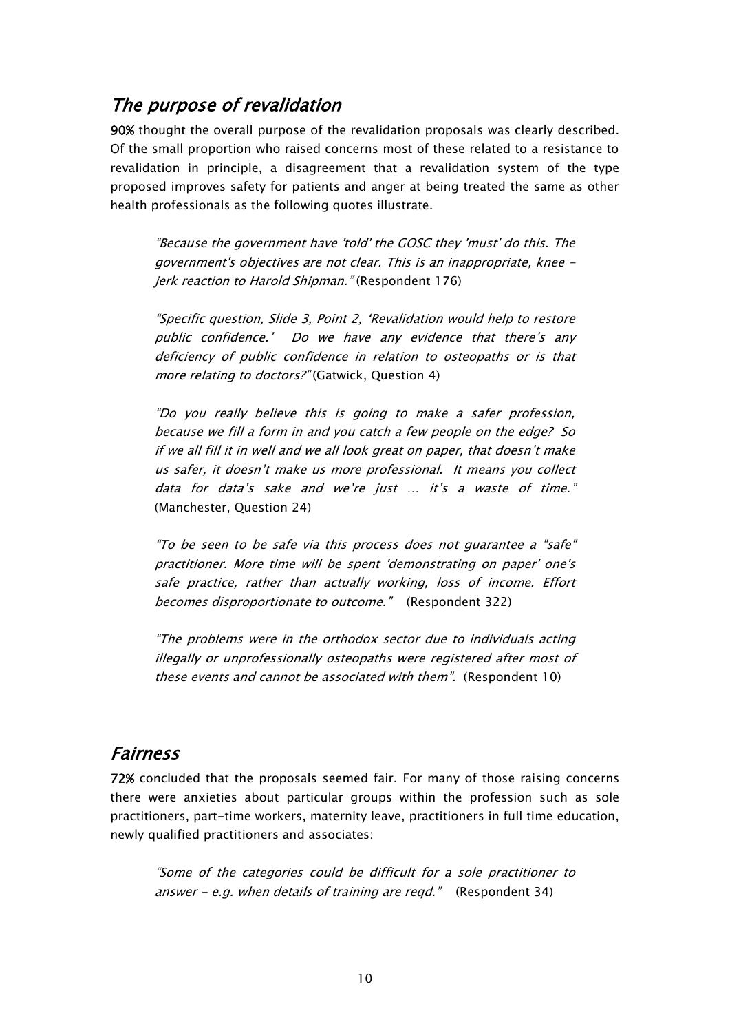## *The purpose of revalidation*

**90%** thought the overall purpose of the revalidation proposals was clearly described. Of the small proportion who raised concerns most of these related to a resistance to revalidation in principle, a disagreement that a revalidation system of the type proposed improves safety for patients and anger at being treated the same as other health professionals as the following quotes illustrate.

> *"Because the government have 'told' the GOSC they 'must' do this. The government's objectives are not clear. This is an inappropriate, knee - jerk reaction to Harold Shipman."* (Respondent 176)

> *"Specific question, Slide 3, Point 2, 'Revalidation would help to restore public confidence.' Do we have any evidence that there's any deficiency of public confidence in relation to osteopaths or is that more relating to doctors?"* (Gatwick, Question 4)

> *"Do you really believe this is going to make a safer profession, because we fill a form in and you catch a few people on the edge? So if we all fill it in well and we all look great on paper, that doesn't make us safer, it doesn't make us more professional. It means you collect data for data's sake and we're just … it's a waste of time."* (Manchester, Question 24)

> *"To be seen to be safe via this process does not guarantee a "safe" practitioner. More time will be spent 'demonstrating on paper' one's safe practice, rather than actually working, loss of income. Effort becomes disproportionate to outcome."* (Respondent 322)

> *"The problems were in the orthodox sector due to individuals acting illegally or unprofessionally osteopaths were registered after most of these events and cannot be associated with them".* (Respondent 10)

## *Fairness*

**72%** concluded that the proposals seemed fair. For many of those raising concerns there were anxieties about particular groups within the profession such as sole practitioners, part-time workers, maternity leave, practitioners in full time education, newly qualified practitioners and associates:

> *"Some of the categories could be difficult for a sole practitioner to answer - e.g. when details of training are reqd."* (Respondent 34)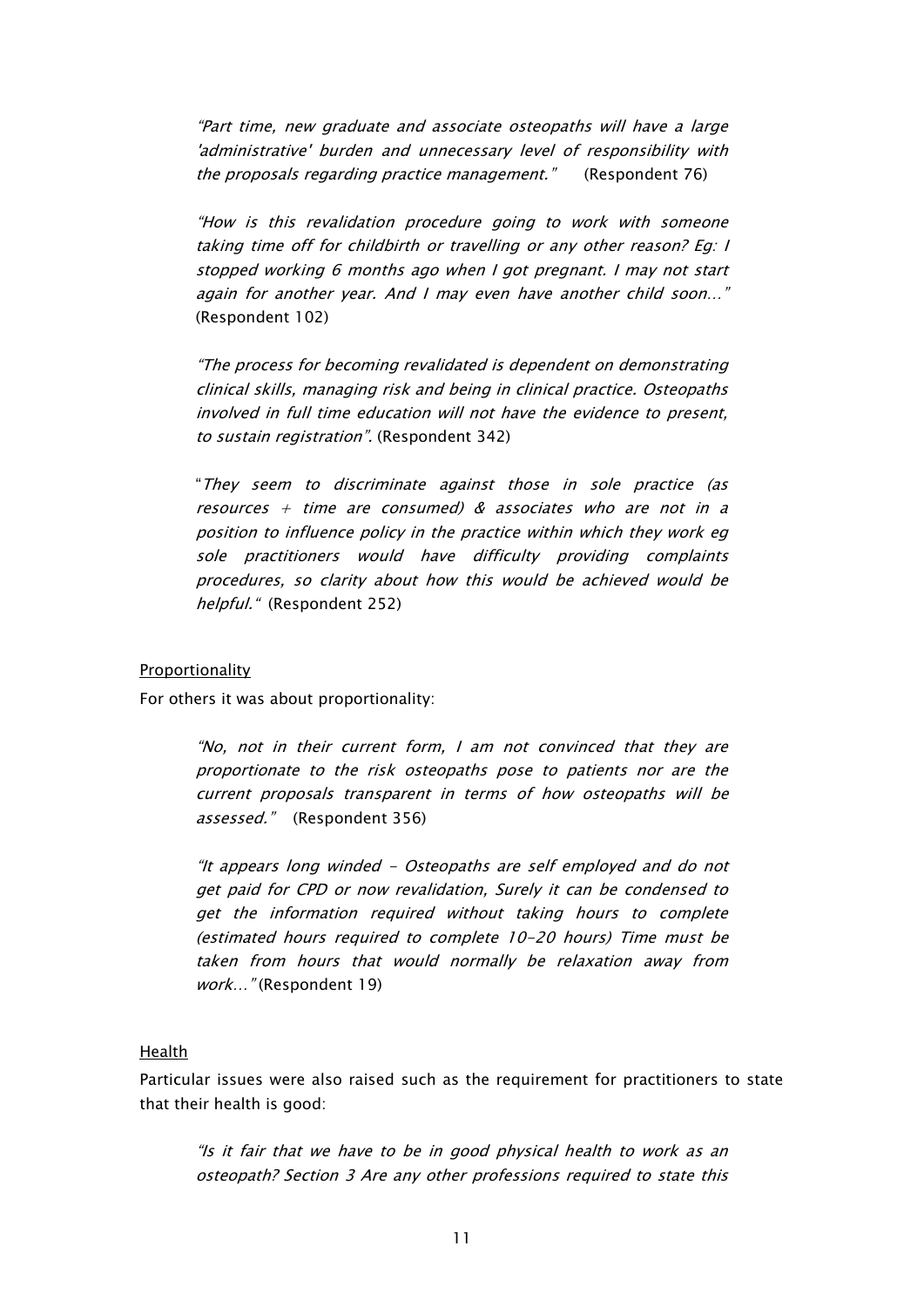> *"Part time, new graduate and associate osteopaths will have a large 'administrative' burden and unnecessary level of responsibility with the proposals regarding practice management."* (Respondent 76)

> *"How is this revalidation procedure going to work with someone taking time off for childbirth or travelling or any other reason? Eg: I stopped working 6 months ago when I got pregnant. I may not start again for another year. And I may even have another child soon..."* (Respondent 102)

> *"The process for becoming revalidated is dependent on demonstrating clinical skills, managing risk and being in clinical practice. Osteopaths involved in full time education will not have the evidence to present, to sustain registration".* (Respondent 342)

> "*They seem to discriminate against those in sole practice (as resources + time are consumed) & associates who are not in a position to influence policy in the practice within which they work eg sole practitioners would have difficulty providing complaints procedures, so clarity about how this would be achieved would be helpful.*" (Respondent 252)

Proportionality

For others it was about proportionality:

> *"No, not in their current form, I am not convinced that they are proportionate to the risk osteopaths pose to patients nor are the current proposals transparent in terms of how osteopaths will be assessed."* (Respondent 356)

> *"It appears long winded - Osteopaths are self employed and do not get paid for CPD or now revalidation, Surely it can be condensed to get the information required without taking hours to complete (estimated hours required to complete 10-20 hours) Time must be taken from hours that would normally be relaxation away from work..."* (Respondent 19)

Health

Particular issues were also raised such as the requirement for practitioners to state that their health is good:

> *"Is it fair that we have to be in good physical health to work as an osteopath? Section 3 Are any other professions required to state this*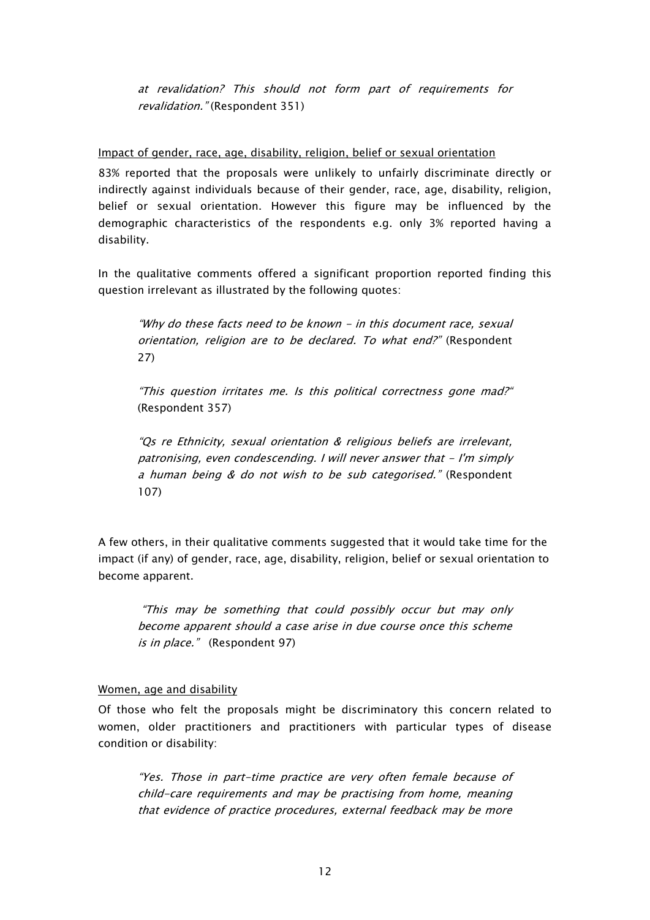> *at revalidation? This should not form part of requirements for revalidation."* (Respondent 351)

Impact of gender, race, age, disability, religion, belief or sexual orientation

83% reported that the proposals were unlikely to unfairly discriminate directly or indirectly against individuals because of their gender, race, age, disability, religion, belief or sexual orientation. However this figure may be influenced by the demographic characteristics of the respondents e.g. only 3% reported having a disability.

In the qualitative comments offered a significant proportion reported finding this question irrelevant as illustrated by the following quotes:

> *"Why do these facts need to be known - in this document race, sexual orientation, religion are to be declared. To what end?"* (Respondent 27)

> *"This question irritates me. Is this political correctness gone mad?"* (Respondent 357)

> *"Qs re Ethnicity, sexual orientation & religious beliefs are irrelevant, patronising, even condescending. I will never answer that - I'm simply a human being & do not wish to be sub categorised."* (Respondent 107)

A few others, in their qualitative comments suggested that it would take time for the impact (if any) of gender, race, age, disability, religion, belief or sexual orientation to become apparent.

> *"This may be something that could possibly occur but may only become apparent should a case arise in due course once this scheme is in place."* (Respondent 97)

Women, age and disability

Of those who felt the proposals might be discriminatory this concern related to women, older practitioners and practitioners with particular types of disease condition or disability:

> *"Yes. Those in part-time practice are very often female because of child-care requirements and may be practising from home, meaning that evidence of practice procedures, external feedback may be more*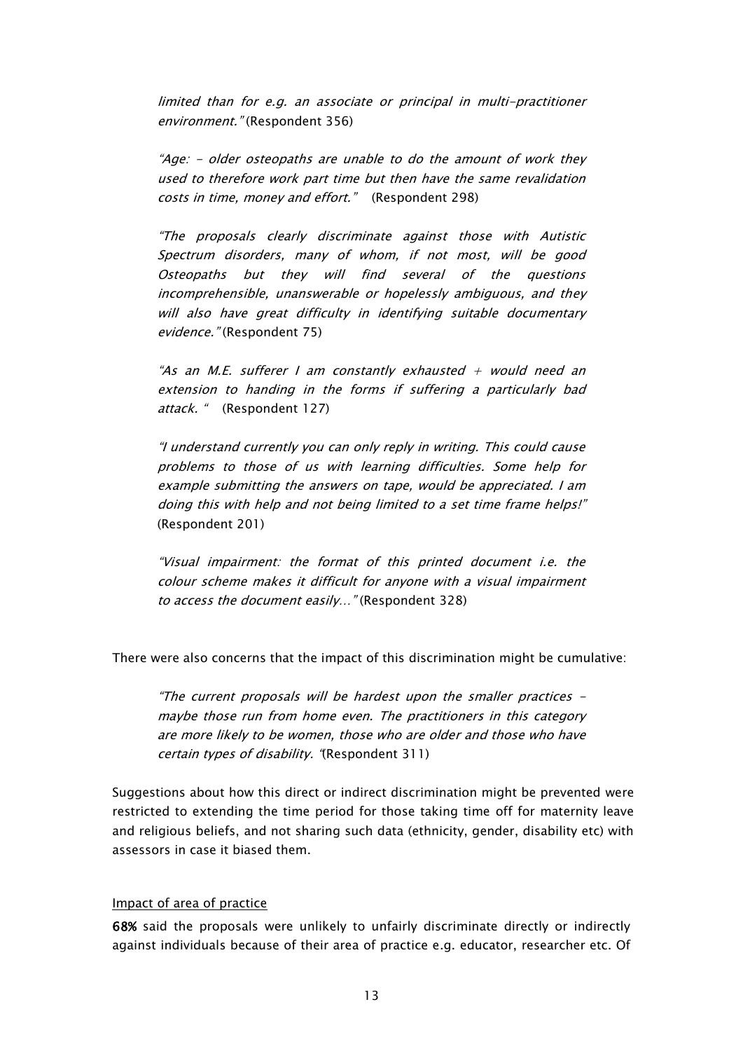*limited than for e.g. an associate or principal in multi-practitioner environment."* (Respondent 356)

> *"Age: - older osteopaths are unable to do the amount of work they used to therefore work part time but then have the same revalidation costs in time, money and effort."* (Respondent 298)

> *"The proposals clearly discriminate against those with Autistic Spectrum disorders, many of whom, if not most, will be good Osteopaths but they will find several of the questions incomprehensible, unanswerable or hopelessly ambiguous, and they will also have great difficulty in identifying suitable documentary evidence."* (Respondent 75)

> *"As an M.E. sufferer I am constantly exhausted + would need an extension to handing in the forms if suffering a particularly bad attack. "* (Respondent 127)

> *"I understand currently you can only reply in writing. This could cause problems to those of us with learning difficulties. Some help for example submitting the answers on tape, would be appreciated. I am doing this with help and not being limited to a set time frame helps!"* (Respondent 201)

> *"Visual impairment: the format of this printed document i.e. the colour scheme makes it difficult for anyone with a visual impairment to access the document easily…"* (Respondent 328)

There were also concerns that the impact of this discrimination might be cumulative:

> *"The current proposals will be hardest upon the smaller practices - maybe those run from home even. The practitioners in this category are more likely to be women, those who are older and those who have certain types of disability. "*(Respondent 311)

Suggestions about how this direct or indirect discrimination might be prevented were restricted to extending the time period for those taking time off for maternity leave and religious beliefs, and not sharing such data (ethnicity, gender, disability etc) with assessors in case it biased them.

<u>Impact of area of practice</u>

**68%** said the proposals were unlikely to unfairly discriminate directly or indirectly against individuals because of their area of practice e.g. educator, researcher etc. Of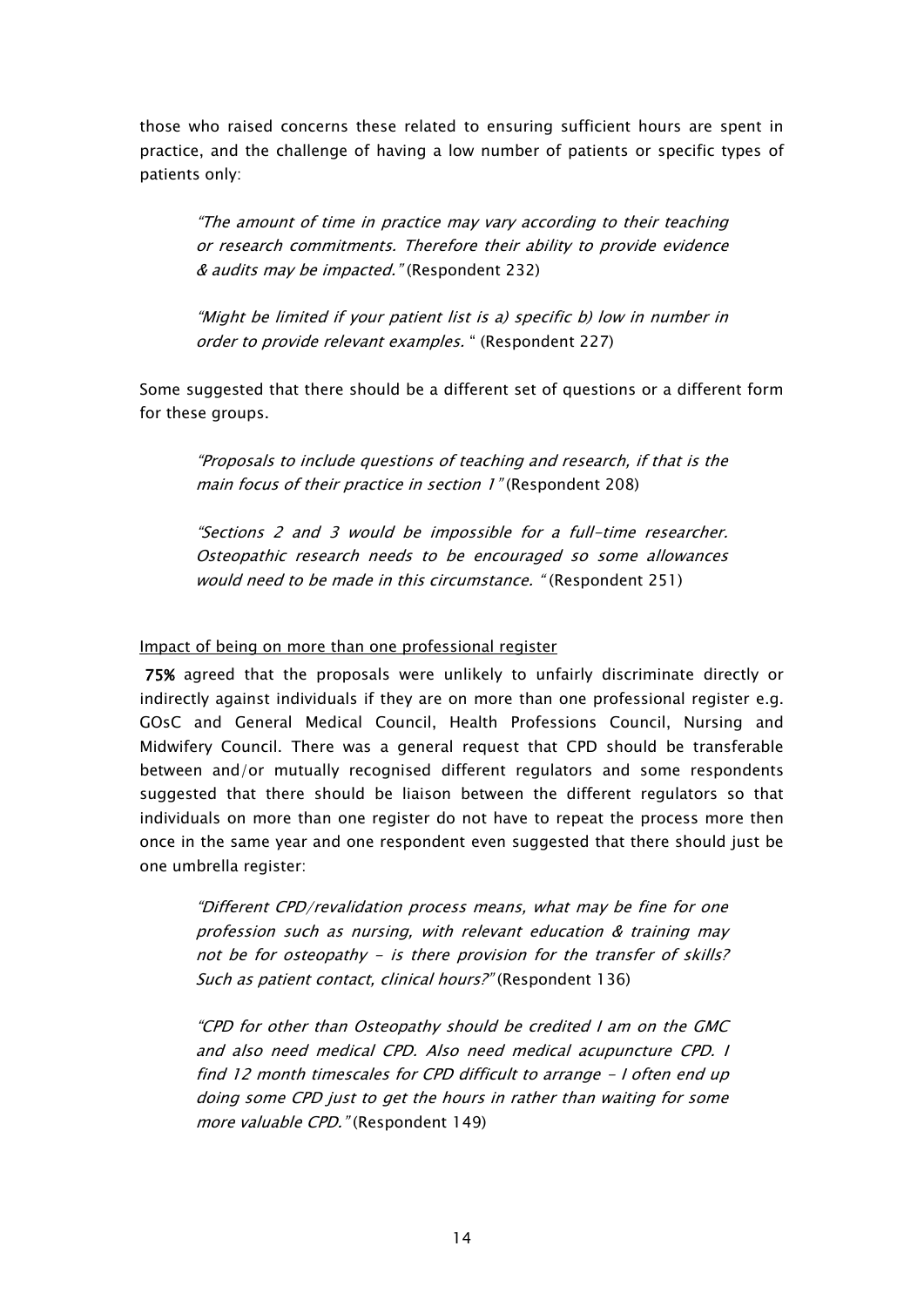those who raised concerns these related to ensuring sufficient hours are spent in practice, and the challenge of having a low number of patients or specific types of patients only:

> *"The amount of time in practice may vary according to their teaching or research commitments. Therefore their ability to provide evidence & audits may be impacted."* (Respondent 232)

> *"Might be limited if your patient list is a) specific b) low in number in order to provide relevant examples.* " (Respondent 227)

Some suggested that there should be a different set of questions or a different form for these groups.

> *"Proposals to include questions of teaching and research, if that is the main focus of their practice in section 1"* (Respondent 208)

> *"Sections 2 and 3 would be impossible for a full-time researcher. Osteopathic research needs to be encouraged so some allowances would need to be made in this circumstance. "* (Respondent 251)

Impact of being on more than one professional register

**75%** agreed that the proposals were unlikely to unfairly discriminate directly or indirectly against individuals if they are on more than one professional register e.g. GOsC and General Medical Council, Health Professions Council, Nursing and Midwifery Council. There was a general request that CPD should be transferable between and/or mutually recognised different regulators and some respondents suggested that there should be liaison between the different regulators so that individuals on more than one register do not have to repeat the process more then once in the same year and one respondent even suggested that there should just be one umbrella register:

> *"Different CPD/revalidation process means, what may be fine for one profession such as nursing, with relevant education & training may not be for osteopathy - is there provision for the transfer of skills? Such as patient contact, clinical hours?"* (Respondent 136)

> *"CPD for other than Osteopathy should be credited I am on the GMC and also need medical CPD. Also need medical acupuncture CPD. I find 12 month timescales for CPD difficult to arrange - I often end up doing some CPD just to get the hours in rather than waiting for some more valuable CPD."* (Respondent 149)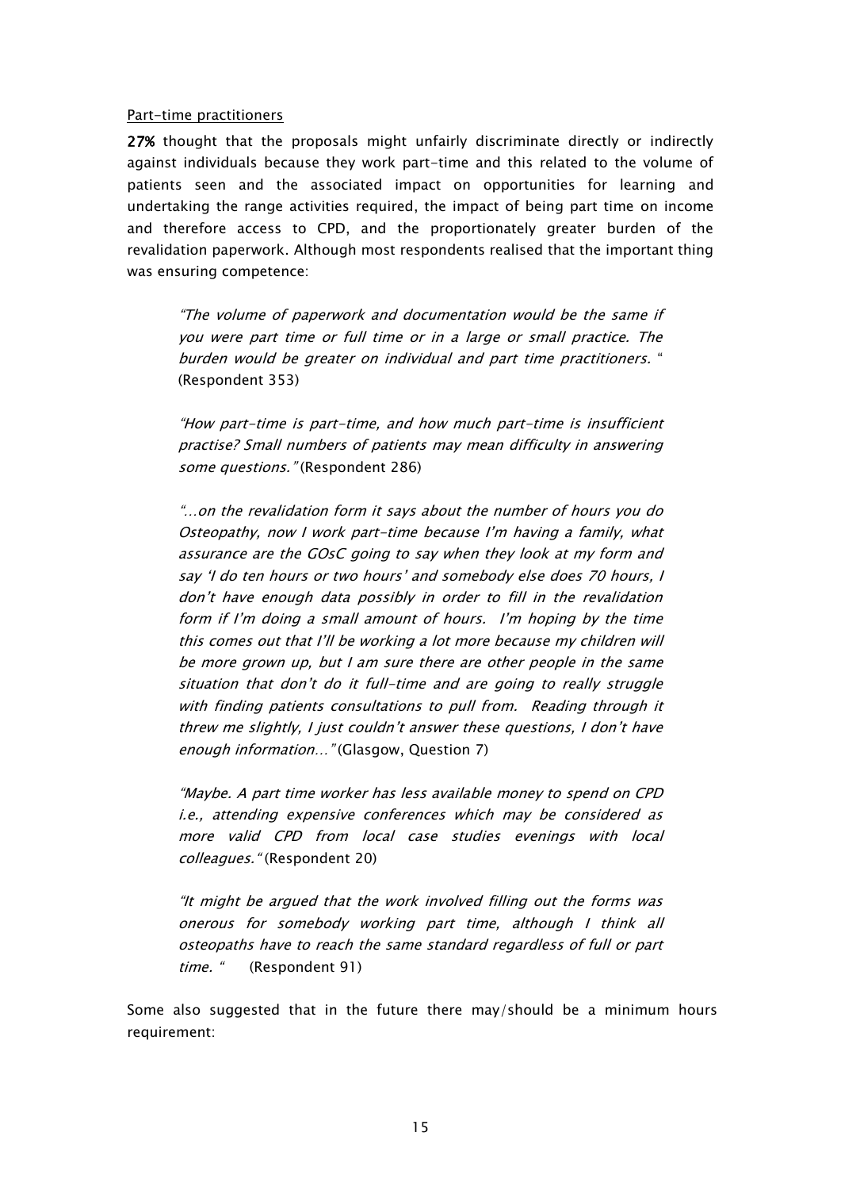Part-time practitioners

**27%** thought that the proposals might unfairly discriminate directly or indirectly against individuals because they work part-time and this related to the volume of patients seen and the associated impact on opportunities for learning and undertaking the range activities required, the impact of being part time on income and therefore access to CPD, and the proportionately greater burden of the revalidation paperwork. Although most respondents realised that the important thing was ensuring competence:

> *"The volume of paperwork and documentation would be the same if you were part time or full time or in a large or small practice. The burden would be greater on individual and part time practitioners.* " (Respondent 353)

> *"How part-time is part-time, and how much part-time is insufficient practise? Small numbers of patients may mean difficulty in answering some questions."* (Respondent 286)

> *"…on the revalidation form it says about the number of hours you do Osteopathy, now I work part-time because I'm having a family, what assurance are the GOsC going to say when they look at my form and say 'I do ten hours or two hours' and somebody else does 70 hours, I don't have enough data possibly in order to fill in the revalidation form if I'm doing a small amount of hours. I'm hoping by the time this comes out that I'll be working a lot more because my children will be more grown up, but I am sure there are other people in the same situation that don't do it full-time and are going to really struggle with finding patients consultations to pull from. Reading through it threw me slightly, I just couldn't answer these questions, I don't have enough information…"* (Glasgow, Question 7)

> *"Maybe. A part time worker has less available money to spend on CPD i.e., attending expensive conferences which may be considered as more valid CPD from local case studies evenings with local colleagues."* (Respondent 20)

> *"It might be argued that the work involved filling out the forms was onerous for somebody working part time, although I think all osteopaths have to reach the same standard regardless of full or part time. "* (Respondent 91)

Some also suggested that in the future there may/should be a minimum hours requirement: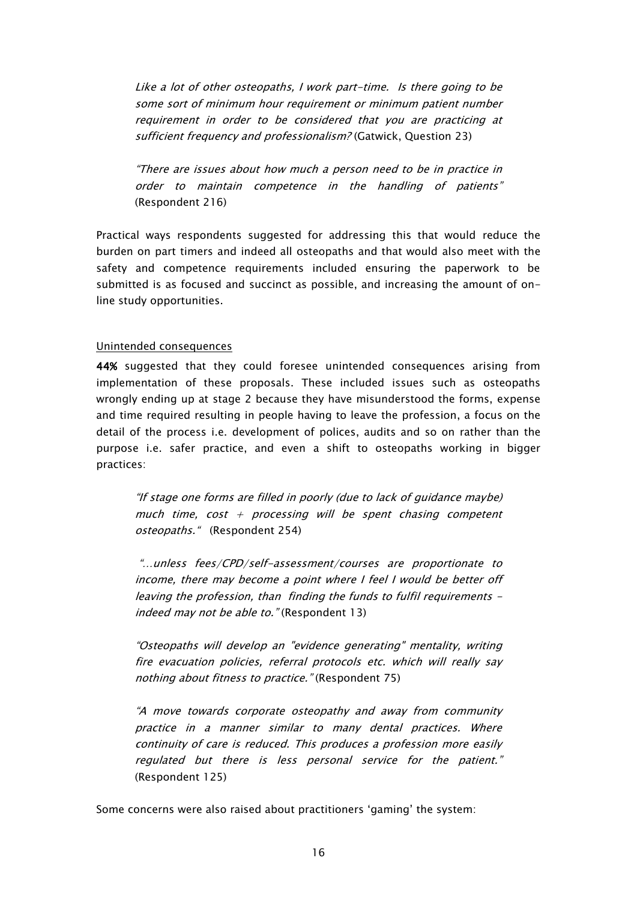*Like a lot of other osteopaths, I work part-time. Is there going to be some sort of minimum hour requirement or minimum patient number requirement in order to be considered that you are practicing at sufficient frequency and professionalism?* (Gatwick, Question 23)

*"There are issues about how much a person need to be in practice in order to maintain competence in the handling of patients"* (Respondent 216)

Practical ways respondents suggested for addressing this that would reduce the burden on part timers and indeed all osteopaths and that would also meet with the safety and competence requirements included ensuring the paperwork to be submitted is as focused and succinct as possible, and increasing the amount of on-line study opportunities.

Unintended consequences

**44%** suggested that they could foresee unintended consequences arising from implementation of these proposals. These included issues such as osteopaths wrongly ending up at stage 2 because they have misunderstood the forms, expense and time required resulting in people having to leave the profession, a focus on the detail of the process i.e. development of polices, audits and so on rather than the purpose i.e. safer practice, and even a shift to osteopaths working in bigger practices:

*"If stage one forms are filled in poorly (due to lack of guidance maybe) much time, cost + processing will be spent chasing competent osteopaths."* (Respondent 254)

*"…unless fees/CPD/self-assessment/courses are proportionate to income, there may become a point where I feel I would be better off leaving the profession, than finding the funds to fulfil requirements - indeed may not be able to."* (Respondent 13)

*"Osteopaths will develop an "evidence generating" mentality, writing fire evacuation policies, referral protocols etc. which will really say nothing about fitness to practice."* (Respondent 75)

*"A move towards corporate osteopathy and away from community practice in a manner similar to many dental practices. Where continuity of care is reduced. This produces a profession more easily regulated but there is less personal service for the patient."* (Respondent 125)

Some concerns were also raised about practitioners 'gaming' the system: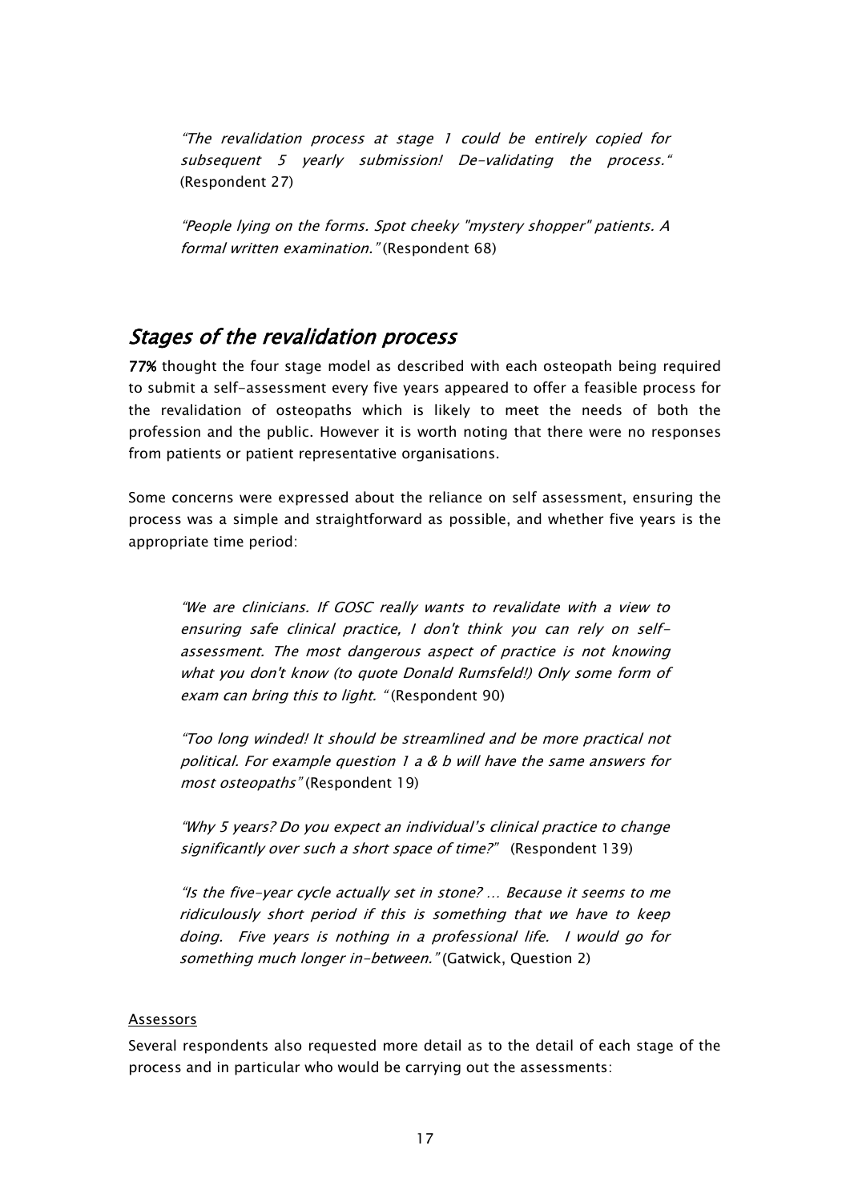*"The revalidation process at stage 1 could be entirely copied for subsequent 5 yearly submission! De-validating the process."* (Respondent 27)

*"People lying on the forms. Spot cheeky "mystery shopper" patients. A formal written examination."* (Respondent 68)

## *Stages of the revalidation process*

**77%** thought the four stage model as described with each osteopath being required to submit a self-assessment every five years appeared to offer a feasible process for the revalidation of osteopaths which is likely to meet the needs of both the profession and the public. However it is worth noting that there were no responses from patients or patient representative organisations.

Some concerns were expressed about the reliance on self assessment, ensuring the process was a simple and straightforward as possible, and whether five years is the appropriate time period:

*"We are clinicians. If GOSC really wants to revalidate with a view to ensuring safe clinical practice, I don't think you can rely on self-assessment. The most dangerous aspect of practice is not knowing what you don't know (to quote Donald Rumsfeld!) Only some form of exam can bring this to light. "* (Respondent 90)

*"Too long winded! It should be streamlined and be more practical not political. For example question 1 a & b will have the same answers for most osteopaths"* (Respondent 19)

*"Why 5 years? Do you expect an individual's clinical practice to change significantly over such a short space of time?"* (Respondent 139)

*"Is the five-year cycle actually set in stone? … Because it seems to me ridiculously short period if this is something that we have to keep doing. Five years is nothing in a professional life. I would go for something much longer in-between."* (Gatwick, Question 2)

<u>Assessors</u>

Several respondents also requested more detail as to the detail of each stage of the process and in particular who would be carrying out the assessments: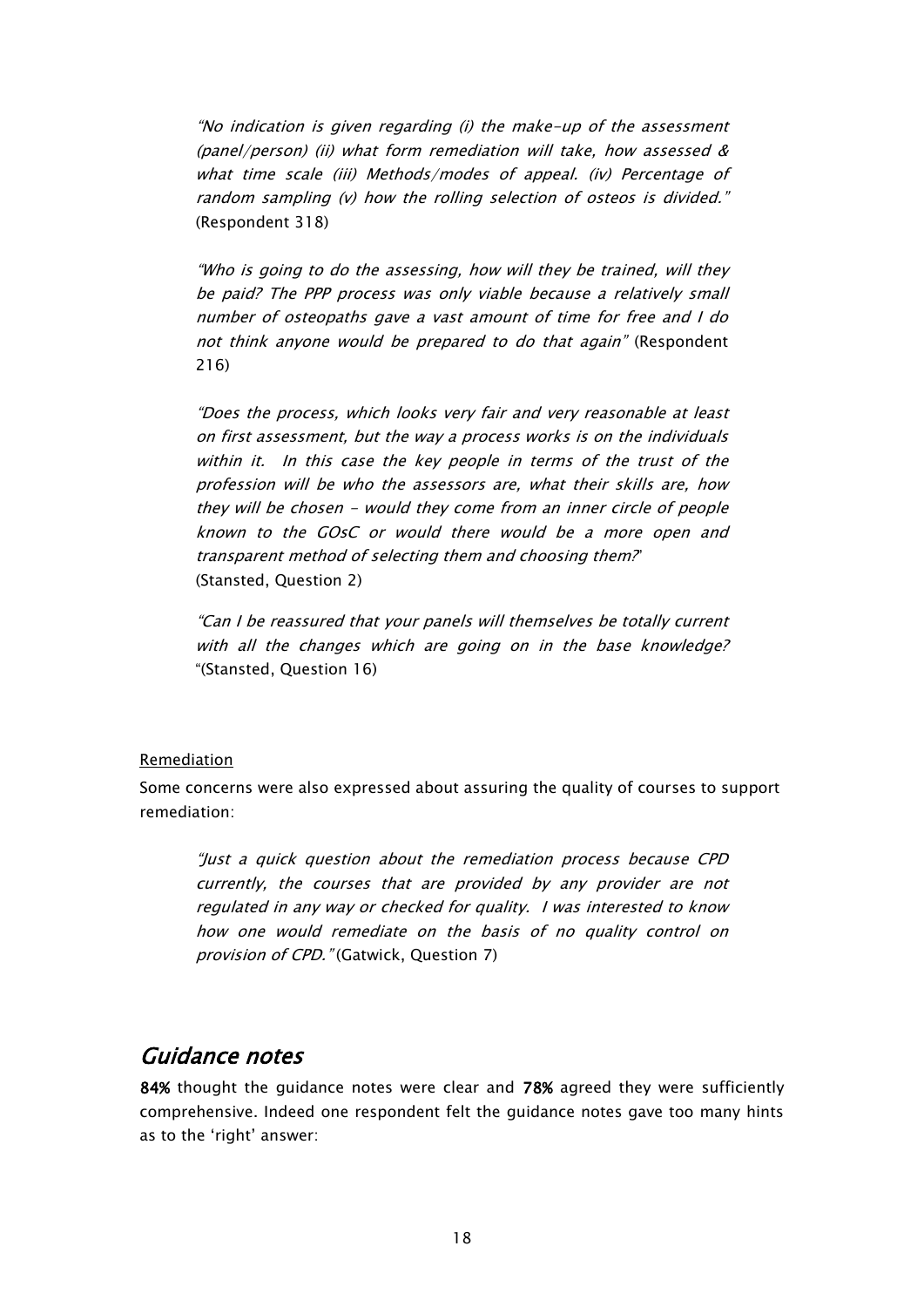*"No indication is given regarding (i) the make-up of the assessment (panel/person) (ii) what form remediation will take, how assessed & what time scale (iii) Methods/modes of appeal. (iv) Percentage of random sampling (v) how the rolling selection of osteos is divided."* (Respondent 318)

*"Who is going to do the assessing, how will they be trained, will they be paid? The PPP process was only viable because a relatively small number of osteopaths gave a vast amount of time for free and I do not think anyone would be prepared to do that again"* (Respondent 216)

*"Does the process, which looks very fair and very reasonable at least on first assessment, but the way a process works is on the individuals within it. In this case the key people in terms of the trust of the profession will be who the assessors are, what their skills are, how they will be chosen - would they come from an inner circle of people known to the GOsC or would there would be a more open and transparent method of selecting them and choosing them?"* (Stansted, Question 2)

*"Can I be reassured that your panels will themselves be totally current with all the changes which are going on in the base knowledge?* "(Stansted, Question 16)

Remediation

Some concerns were also expressed about assuring the quality of courses to support remediation:

*"Just a quick question about the remediation process because CPD currently, the courses that are provided by any provider are not regulated in any way or checked for quality. I was interested to know how one would remediate on the basis of no quality control on provision of CPD."* (Gatwick, Question 7)

## *Guidance notes*

**84%** thought the guidance notes were clear and **78%** agreed they were sufficiently comprehensive. Indeed one respondent felt the guidance notes gave too many hints as to the 'right' answer: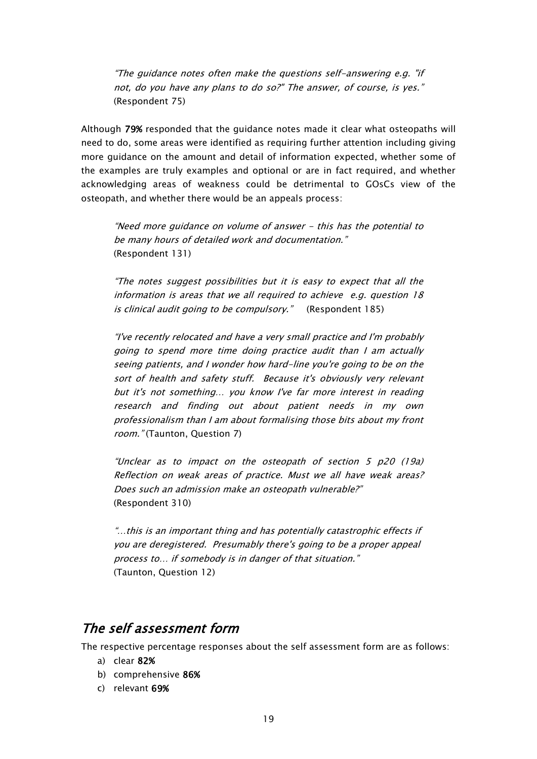> *"The guidance notes often make the questions self-answering e.g. "if not, do you have any plans to do so?" The answer, of course, is yes."* (Respondent 75)

Although **79%** responded that the guidance notes made it clear what osteopaths will need to do, some areas were identified as requiring further attention including giving more guidance on the amount and detail of information expected, whether some of the examples are truly examples and optional or are in fact required, and whether acknowledging areas of weakness could be detrimental to GOsCs view of the osteopath, and whether there would be an appeals process:

> *"Need more guidance on volume of answer - this has the potential to be many hours of detailed work and documentation."* (Respondent 131)

> *"The notes suggest possibilities but it is easy to expect that all the information is areas that we all required to achieve e.g. question 18 is clinical audit going to be compulsory."* (Respondent 185)

> *"I've recently relocated and have a very small practice and I'm probably going to spend more time doing practice audit than I am actually seeing patients, and I wonder how hard-line you're going to be on the sort of health and safety stuff. Because it's obviously very relevant but it's not something… you know I've far more interest in reading research and finding out about patient needs in my own professionalism than I am about formalising those bits about my front room."* (Taunton, Question 7)

> *"Unclear as to impact on the osteopath of section 5 p20 (19a) Reflection on weak areas of practice. Must we all have weak areas? Does such an admission make an osteopath vulnerable?"* (Respondent 310)

> *"…this is an important thing and has potentially catastrophic effects if you are deregistered. Presumably there's going to be a proper appeal process to… if somebody is in danger of that situation."* (Taunton, Question 12)

## *The self assessment form*

The respective percentage responses about the self assessment form are as follows:

a) clear **82%**
b) comprehensive **86%**
c) relevant **69%**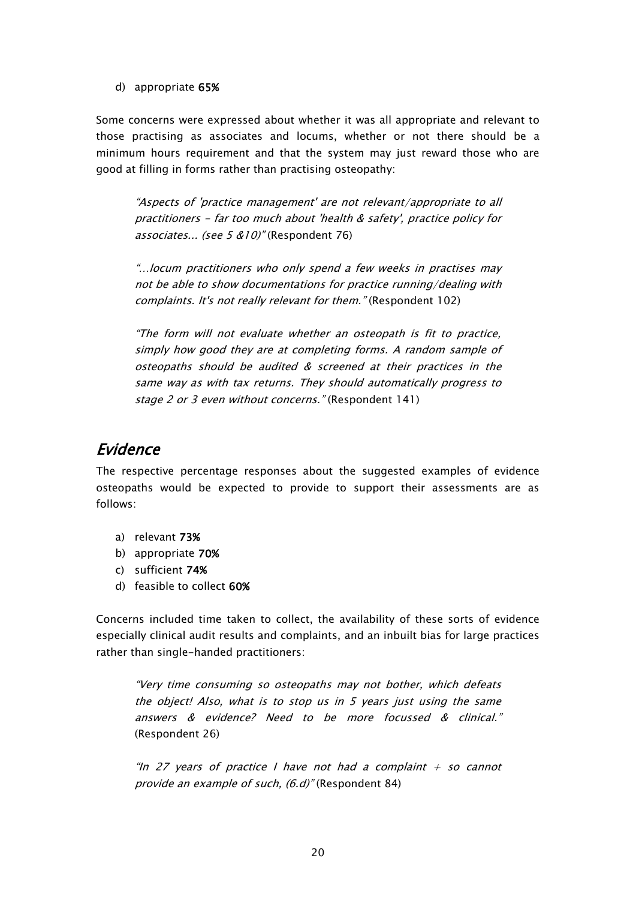d) appropriate **65%**

Some concerns were expressed about whether it was all appropriate and relevant to those practising as associates and locums, whether or not there should be a minimum hours requirement and that the system may just reward those who are good at filling in forms rather than practising osteopathy:

> *"Aspects of 'practice management' are not relevant/appropriate to all practitioners - far too much about 'health & safety', practice policy for associates... (see 5 &10)"* (Respondent 76)
>
> *"...locum practitioners who only spend a few weeks in practises may not be able to show documentations for practice running/dealing with complaints. It's not really relevant for them."* (Respondent 102)
>
> *"The form will not evaluate whether an osteopath is fit to practice, simply how good they are at completing forms. A random sample of osteopaths should be audited & screened at their practices in the same way as with tax returns. They should automatically progress to stage 2 or 3 even without concerns."* (Respondent 141)

## *Evidence*

The respective percentage responses about the suggested examples of evidence osteopaths would be expected to provide to support their assessments are as follows:

a) relevant **73%**
b) appropriate **70%**
c) sufficient **74%**
d) feasible to collect **60%**

Concerns included time taken to collect, the availability of these sorts of evidence especially clinical audit results and complaints, and an inbuilt bias for large practices rather than single-handed practitioners:

> *"Very time consuming so osteopaths may not bother, which defeats the object! Also, what is to stop us in 5 years just using the same answers & evidence? Need to be more focussed & clinical."* (Respondent 26)
>
> *"In 27 years of practice I have not had a complaint + so cannot provide an example of such, (6.d)"* (Respondent 84)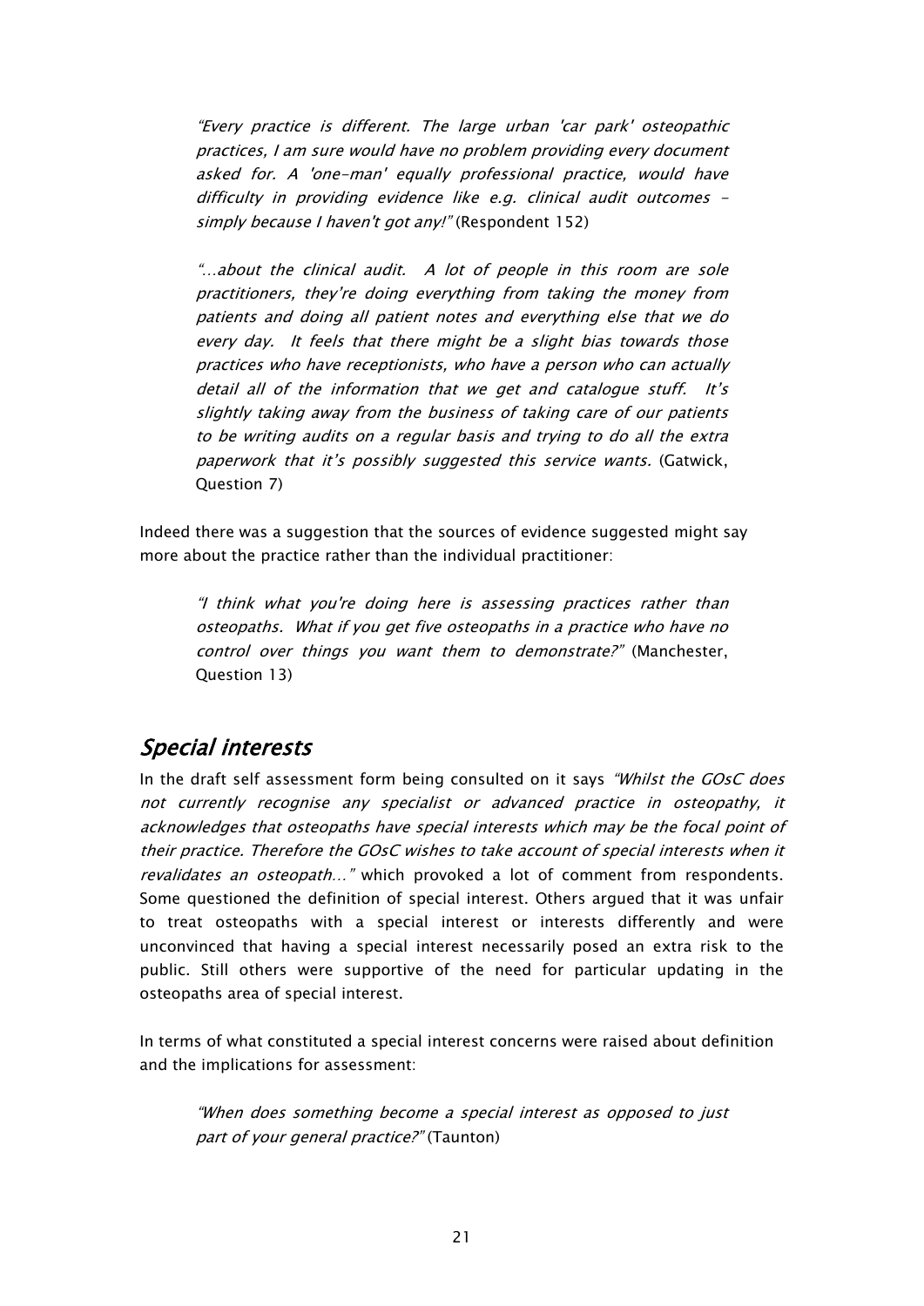> *"Every practice is different. The large urban 'car park' osteopathic practices, I am sure would have no problem providing every document asked for. A 'one-man' equally professional practice, would have difficulty in providing evidence like e.g. clinical audit outcomes - simply because I haven't got any!"* (Respondent 152)

> *"…about the clinical audit. A lot of people in this room are sole practitioners, they're doing everything from taking the money from patients and doing all patient notes and everything else that we do every day. It feels that there might be a slight bias towards those practices who have receptionists, who have a person who can actually detail all of the information that we get and catalogue stuff. It's slightly taking away from the business of taking care of our patients to be writing audits on a regular basis and trying to do all the extra paperwork that it's possibly suggested this service wants.* (Gatwick, Question 7)

Indeed there was a suggestion that the sources of evidence suggested might say more about the practice rather than the individual practitioner:

> *"I think what you're doing here is assessing practices rather than osteopaths. What if you get five osteopaths in a practice who have no control over things you want them to demonstrate?"* (Manchester, Question 13)

## *Special interests*

In the draft self assessment form being consulted on it says *"Whilst the GOsC does not currently recognise any specialist or advanced practice in osteopathy, it acknowledges that osteopaths have special interests which may be the focal point of their practice. Therefore the GOsC wishes to take account of special interests when it revalidates an osteopath…"* which provoked a lot of comment from respondents. Some questioned the definition of special interest. Others argued that it was unfair to treat osteopaths with a special interest or interests differently and were unconvinced that having a special interest necessarily posed an extra risk to the public. Still others were supportive of the need for particular updating in the osteopaths area of special interest.

In terms of what constituted a special interest concerns were raised about definition and the implications for assessment:

> *"When does something become a special interest as opposed to just part of your general practice?"* (Taunton)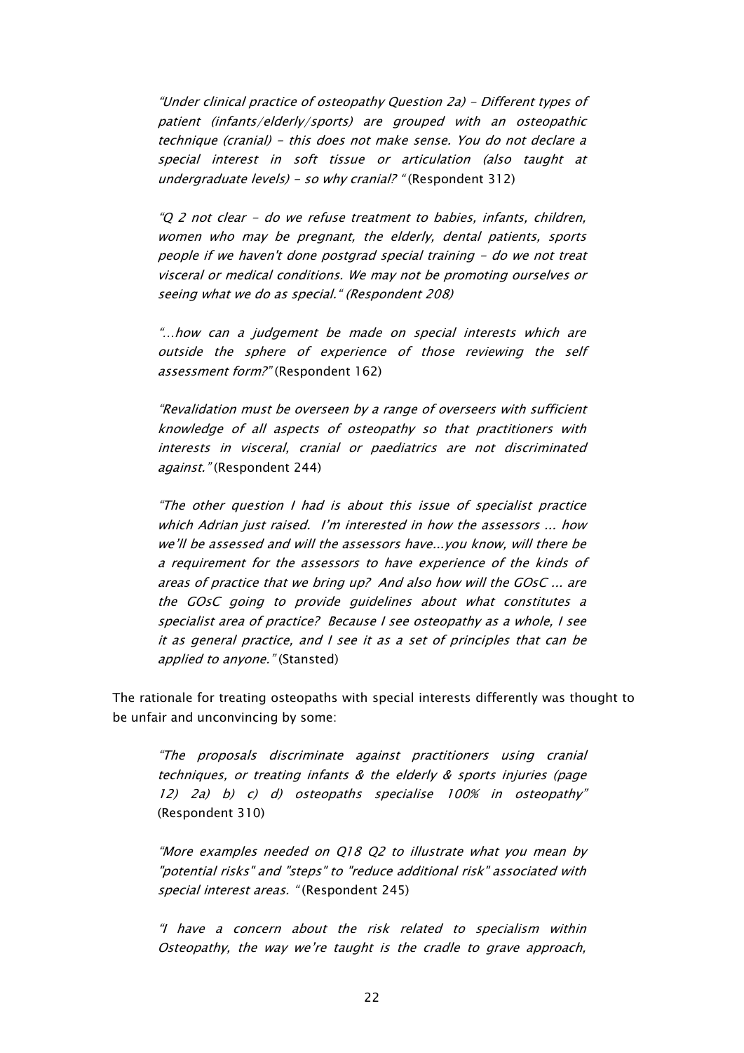> *"Under clinical practice of osteopathy Question 2a) - Different types of patient (infants/elderly/sports) are grouped with an osteopathic technique (cranial) - this does not make sense. You do not declare a special interest in soft tissue or articulation (also taught at undergraduate levels) - so why cranial? "* (Respondent 312)

> *"Q 2 not clear - do we refuse treatment to babies, infants, children, women who may be pregnant, the elderly, dental patients, sports people if we haven't done postgrad special training - do we not treat visceral or medical conditions. We may not be promoting ourselves or seeing what we do as special." (Respondent 208)*

> *"…how can a judgement be made on special interests which are outside the sphere of experience of those reviewing the self assessment form?"* (Respondent 162)

> *"Revalidation must be overseen by a range of overseers with sufficient knowledge of all aspects of osteopathy so that practitioners with interests in visceral, cranial or paediatrics are not discriminated against."* (Respondent 244)

> *"The other question I had is about this issue of specialist practice which Adrian just raised. I'm interested in how the assessors … how we'll be assessed and will the assessors have…you know, will there be a requirement for the assessors to have experience of the kinds of areas of practice that we bring up? And also how will the GOsC … are the GOsC going to provide guidelines about what constitutes a specialist area of practice? Because I see osteopathy as a whole, I see it as general practice, and I see it as a set of principles that can be applied to anyone."* (Stansted)

The rationale for treating osteopaths with special interests differently was thought to be unfair and unconvincing by some:

> *"The proposals discriminate against practitioners using cranial techniques, or treating infants & the elderly & sports injuries (page 12) 2a) b) c) d) osteopaths specialise 100% in osteopathy"* (Respondent 310)

> *"More examples needed on Q18 Q2 to illustrate what you mean by "potential risks" and "steps" to "reduce additional risk" associated with special interest areas. "* (Respondent 245)

> *"I have a concern about the risk related to specialism within Osteopathy, the way we're taught is the cradle to grave approach,*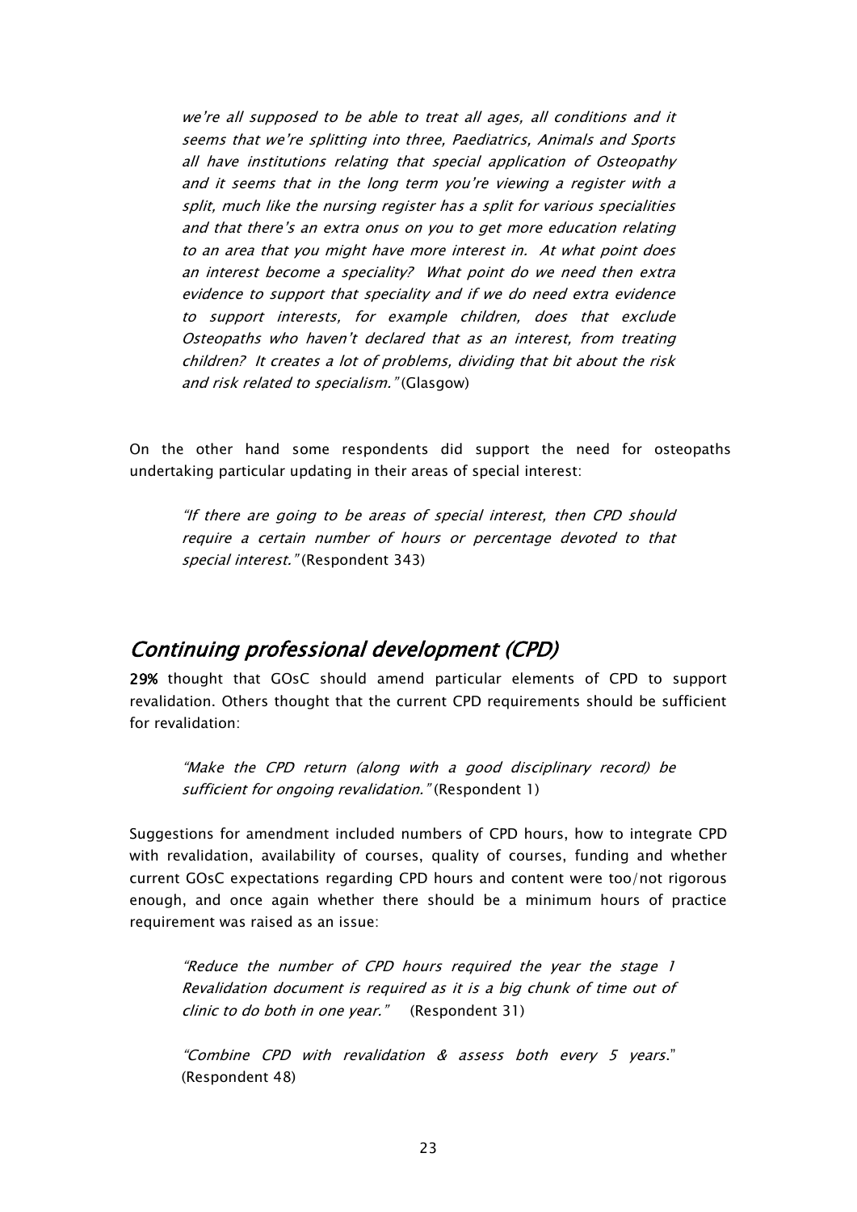> *we're all supposed to be able to treat all ages, all conditions and it seems that we're splitting into three, Paediatrics, Animals and Sports all have institutions relating that special application of Osteopathy and it seems that in the long term you're viewing a register with a split, much like the nursing register has a split for various specialities and that there's an extra onus on you to get more education relating to an area that you might have more interest in. At what point does an interest become a speciality? What point do we need then extra evidence to support that speciality and if we do need extra evidence to support interests, for example children, does that exclude Osteopaths who haven't declared that as an interest, from treating children? It creates a lot of problems, dividing that bit about the risk and risk related to specialism."* (Glasgow)

On the other hand some respondents did support the need for osteopaths undertaking particular updating in their areas of special interest:

> *"If there are going to be areas of special interest, then CPD should require a certain number of hours or percentage devoted to that special interest."* (Respondent 343)

## *Continuing professional development (CPD)*

**29%** thought that GOsC should amend particular elements of CPD to support revalidation. Others thought that the current CPD requirements should be sufficient for revalidation:

> *"Make the CPD return (along with a good disciplinary record) be sufficient for ongoing revalidation."* (Respondent 1)

Suggestions for amendment included numbers of CPD hours, how to integrate CPD with revalidation, availability of courses, quality of courses, funding and whether current GOsC expectations regarding CPD hours and content were too/not rigorous enough, and once again whether there should be a minimum hours of practice requirement was raised as an issue:

> *"Reduce the number of CPD hours required the year the stage 1 Revalidation document is required as it is a big chunk of time out of clinic to do both in one year."* (Respondent 31)

> *"Combine CPD with revalidation & assess both every 5 years."* (Respondent 48)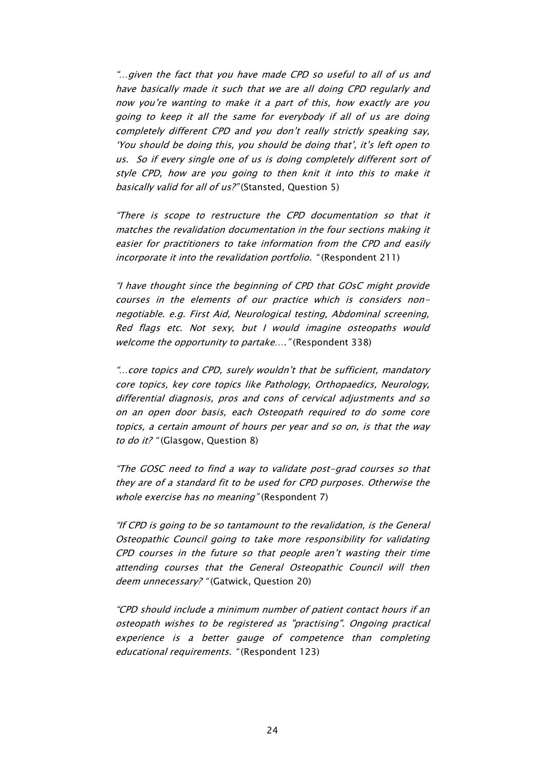*"…given the fact that you have made CPD so useful to all of us and have basically made it such that we are all doing CPD regularly and now you're wanting to make it a part of this, how exactly are you going to keep it all the same for everybody if all of us are doing completely different CPD and you don't really strictly speaking say, 'You should be doing this, you should be doing that', it's left open to us. So if every single one of us is doing completely different sort of style CPD, how are you going to then knit it into this to make it basically valid for all of us?"* (Stansted, Question 5)

*"There is scope to restructure the CPD documentation so that it matches the revalidation documentation in the four sections making it easier for practitioners to take information from the CPD and easily incorporate it into the revalidation portfolio. "* (Respondent 211)

*"I have thought since the beginning of CPD that GOsC might provide courses in the elements of our practice which is considers non-negotiable. e.g. First Aid, Neurological testing, Abdominal screening, Red flags etc. Not sexy, but I would imagine osteopaths would welcome the opportunity to partake…."* (Respondent 338)

*"…core topics and CPD, surely wouldn't that be sufficient, mandatory core topics, key core topics like Pathology, Orthopaedics, Neurology, differential diagnosis, pros and cons of cervical adjustments and so on an open door basis, each Osteopath required to do some core topics, a certain amount of hours per year and so on, is that the way to do it? "* (Glasgow, Question 8)

*"The GOSC need to find a way to validate post-grad courses so that they are of a standard fit to be used for CPD purposes. Otherwise the whole exercise has no meaning"* (Respondent 7)

*"If CPD is going to be so tantamount to the revalidation, is the General Osteopathic Council going to take more responsibility for validating CPD courses in the future so that people aren't wasting their time attending courses that the General Osteopathic Council will then deem unnecessary? "* (Gatwick, Question 20)

*"CPD should include a minimum number of patient contact hours if an osteopath wishes to be registered as "practising". Ongoing practical experience is a better gauge of competence than completing educational requirements. "* (Respondent 123)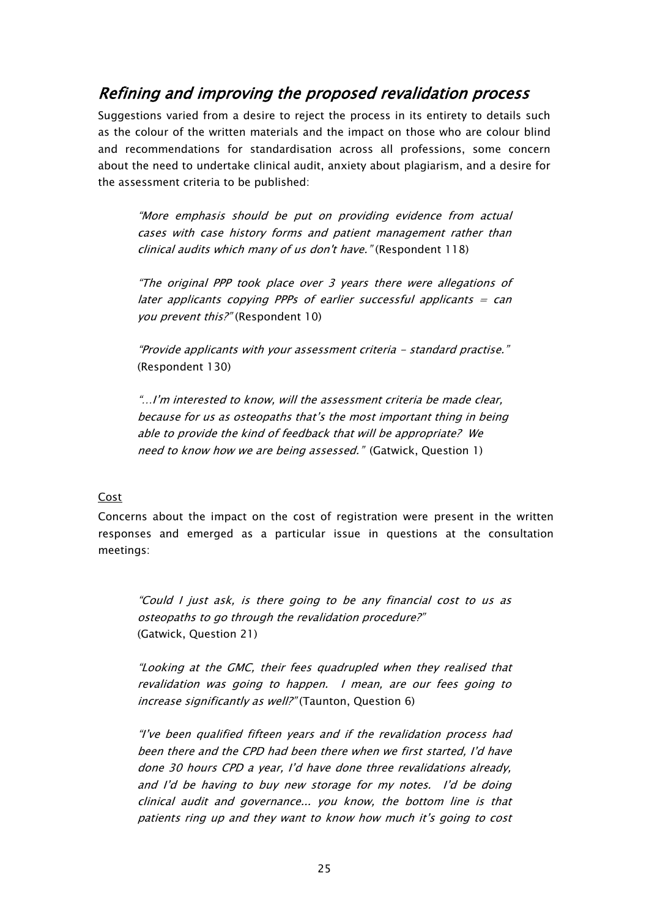## *Refining and improving the proposed revalidation process*

Suggestions varied from a desire to reject the process in its entirety to details such as the colour of the written materials and the impact on those who are colour blind and recommendations for standardisation across all professions, some concern about the need to undertake clinical audit, anxiety about plagiarism, and a desire for the assessment criteria to be published:

> *"More emphasis should be put on providing evidence from actual cases with case history forms and patient management rather than clinical audits which many of us don't have."* (Respondent 118)

> *"The original PPP took place over 3 years there were allegations of later applicants copying PPPs of earlier successful applicants = can you prevent this?"* (Respondent 10)

> *"Provide applicants with your assessment criteria - standard practise."* (Respondent 130)

> *"…I'm interested to know, will the assessment criteria be made clear, because for us as osteopaths that's the most important thing in being able to provide the kind of feedback that will be appropriate? We need to know how we are being assessed."* (Gatwick, Question 1)

### Cost

Concerns about the impact on the cost of registration were present in the written responses and emerged as a particular issue in questions at the consultation meetings:

> *"Could I just ask, is there going to be any financial cost to us as osteopaths to go through the revalidation procedure?"* (Gatwick, Question 21)

> *"Looking at the GMC, their fees quadrupled when they realised that revalidation was going to happen. I mean, are our fees going to increase significantly as well?"* (Taunton, Question 6)

> *"I've been qualified fifteen years and if the revalidation process had been there and the CPD had been there when we first started, I'd have done 30 hours CPD a year, I'd have done three revalidations already, and I'd be having to buy new storage for my notes. I'd be doing clinical audit and governance… you know, the bottom line is that patients ring up and they want to know how much it's going to cost*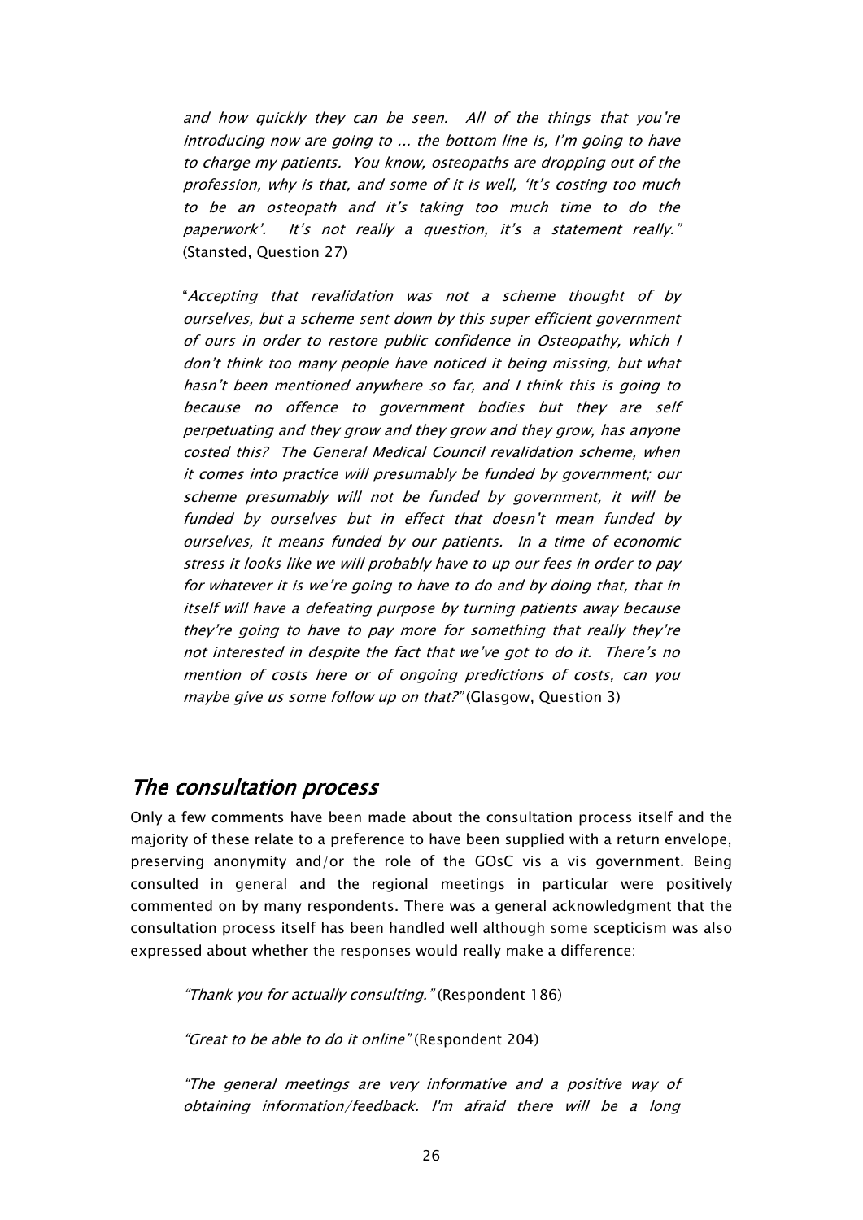*and how quickly they can be seen. All of the things that you're introducing now are going to ... the bottom line is, I'm going to have to charge my patients. You know, osteopaths are dropping out of the profession, why is that, and some of it is well, 'It's costing too much to be an osteopath and it's taking too much time to do the paperwork'. It's not really a question, it's a statement really."* (Stansted, Question 27)

"*Accepting that revalidation was not a scheme thought of by ourselves, but a scheme sent down by this super efficient government of ours in order to restore public confidence in Osteopathy, which I don't think too many people have noticed it being missing, but what hasn't been mentioned anywhere so far, and I think this is going to because no offence to government bodies but they are self perpetuating and they grow and they grow and they grow, has anyone costed this? The General Medical Council revalidation scheme, when it comes into practice will presumably be funded by government; our scheme presumably will not be funded by government, it will be funded by ourselves but in effect that doesn't mean funded by ourselves, it means funded by our patients. In a time of economic stress it looks like we will probably have to up our fees in order to pay for whatever it is we're going to have to do and by doing that, that in itself will have a defeating purpose by turning patients away because they're going to have to pay more for something that really they're not interested in despite the fact that we've got to do it. There's no mention of costs here or of ongoing predictions of costs, can you maybe give us some follow up on that?"* (Glasgow, Question 3)

## *The consultation process*

Only a few comments have been made about the consultation process itself and the majority of these relate to a preference to have been supplied with a return envelope, preserving anonymity and/or the role of the GOsC vis a vis government. Being consulted in general and the regional meetings in particular were positively commented on by many respondents. There was a general acknowledgment that the consultation process itself has been handled well although some scepticism was also expressed about whether the responses would really make a difference:

*"Thank you for actually consulting."* (Respondent 186)

*"Great to be able to do it online"* (Respondent 204)

*"The general meetings are very informative and a positive way of obtaining information/feedback. I'm afraid there will be a long*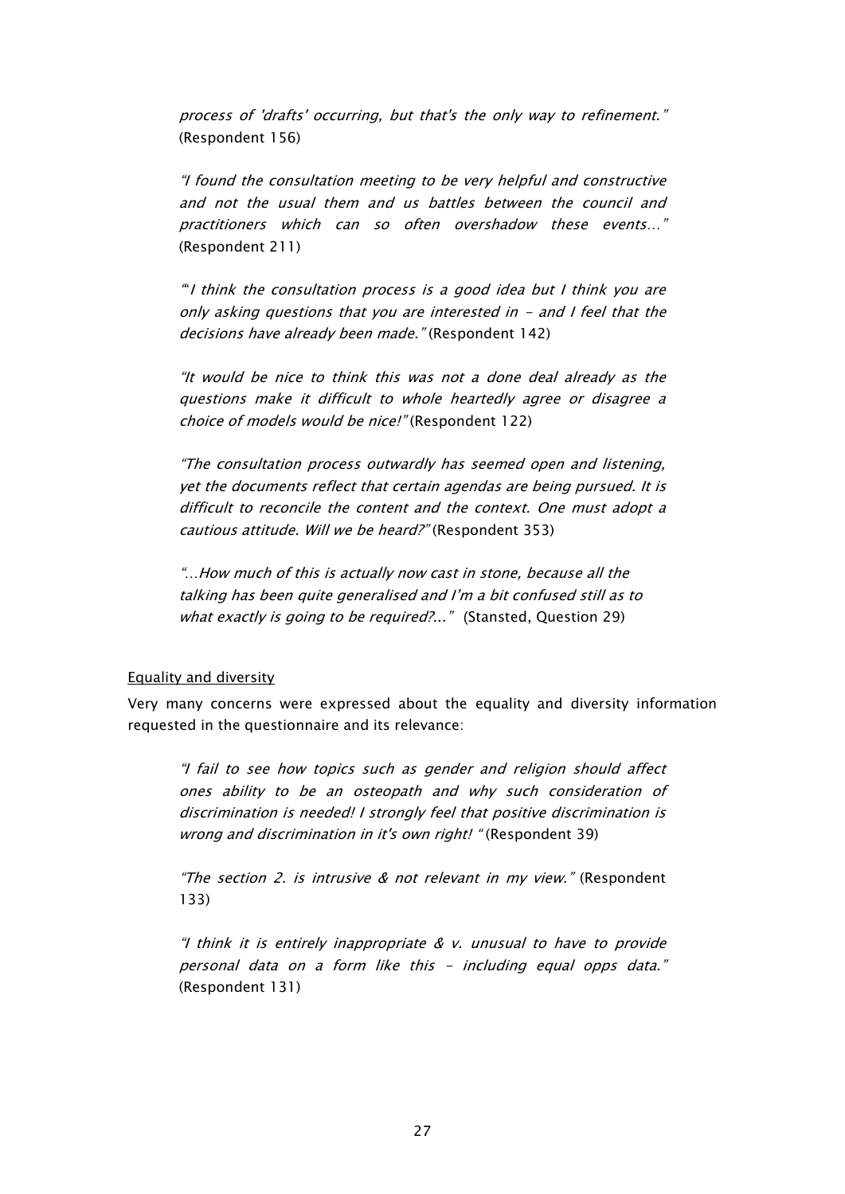*process of 'drafts' occurring, but that's the only way to refinement."* (Respondent 156)

*"I found the consultation meeting to be very helpful and constructive and not the usual them and us battles between the council and practitioners which can so often overshadow these events…"* (Respondent 211)

*""I think the consultation process is a good idea but I think you are only asking questions that you are interested in - and I feel that the decisions have already been made."* (Respondent 142)

*"It would be nice to think this was not a done deal already as the questions make it difficult to whole heartedly agree or disagree a choice of models would be nice!"* (Respondent 122)

*"The consultation process outwardly has seemed open and listening, yet the documents reflect that certain agendas are being pursued. It is difficult to reconcile the content and the context. One must adopt a cautious attitude. Will we be heard?"* (Respondent 353)

*"…How much of this is actually now cast in stone, because all the talking has been quite generalised and I'm a bit confused still as to what exactly is going to be required?..."* (Stansted, Question 29)

<u>Equality and diversity</u>

Very many concerns were expressed about the equality and diversity information requested in the questionnaire and its relevance:

*"I fail to see how topics such as gender and religion should affect ones ability to be an osteopath and why such consideration of discrimination is needed! I strongly feel that positive discrimination is wrong and discrimination in it's own right! "* (Respondent 39)

*"The section 2. is intrusive & not relevant in my view."* (Respondent 133)

*"I think it is entirely inappropriate & v. unusual to have to provide personal data on a form like this - including equal opps data."* (Respondent 131)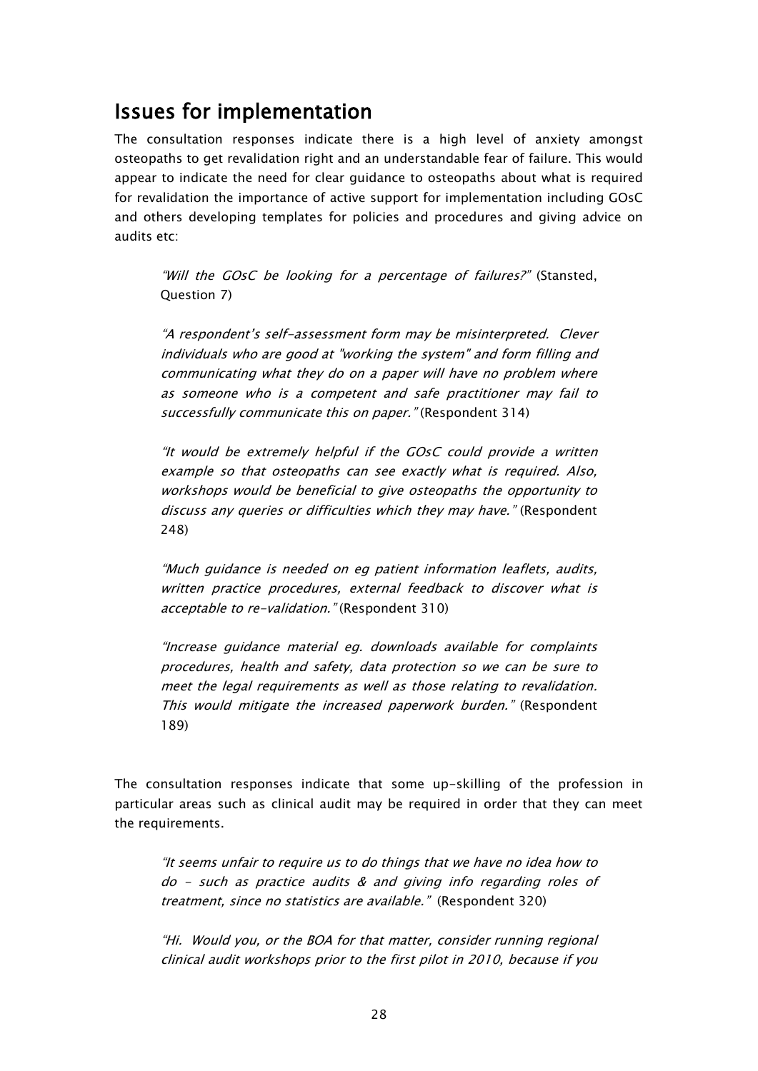## Issues for implementation

The consultation responses indicate there is a high level of anxiety amongst osteopaths to get revalidation right and an understandable fear of failure. This would appear to indicate the need for clear guidance to osteopaths about what is required for revalidation the importance of active support for implementation including GOsC and others developing templates for policies and procedures and giving advice on audits etc:

> *"Will the GOsC be looking for a percentage of failures?"* (Stansted, Question 7)

> *"A respondent's self-assessment form may be misinterpreted. Clever individuals who are good at "working the system" and form filling and communicating what they do on a paper will have no problem where as someone who is a competent and safe practitioner may fail to successfully communicate this on paper."* (Respondent 314)

> *"It would be extremely helpful if the GOsC could provide a written example so that osteopaths can see exactly what is required. Also, workshops would be beneficial to give osteopaths the opportunity to discuss any queries or difficulties which they may have."* (Respondent 248)

> *"Much guidance is needed on eg patient information leaflets, audits, written practice procedures, external feedback to discover what is acceptable to re-validation."* (Respondent 310)

> *"Increase guidance material eg. downloads available for complaints procedures, health and safety, data protection so we can be sure to meet the legal requirements as well as those relating to revalidation. This would mitigate the increased paperwork burden."* (Respondent 189)

The consultation responses indicate that some up-skilling of the profession in particular areas such as clinical audit may be required in order that they can meet the requirements.

> *"It seems unfair to require us to do things that we have no idea how to do - such as practice audits & and giving info regarding roles of treatment, since no statistics are available."* (Respondent 320)

> *"Hi. Would you, or the BOA for that matter, consider running regional clinical audit workshops prior to the first pilot in 2010, because if you*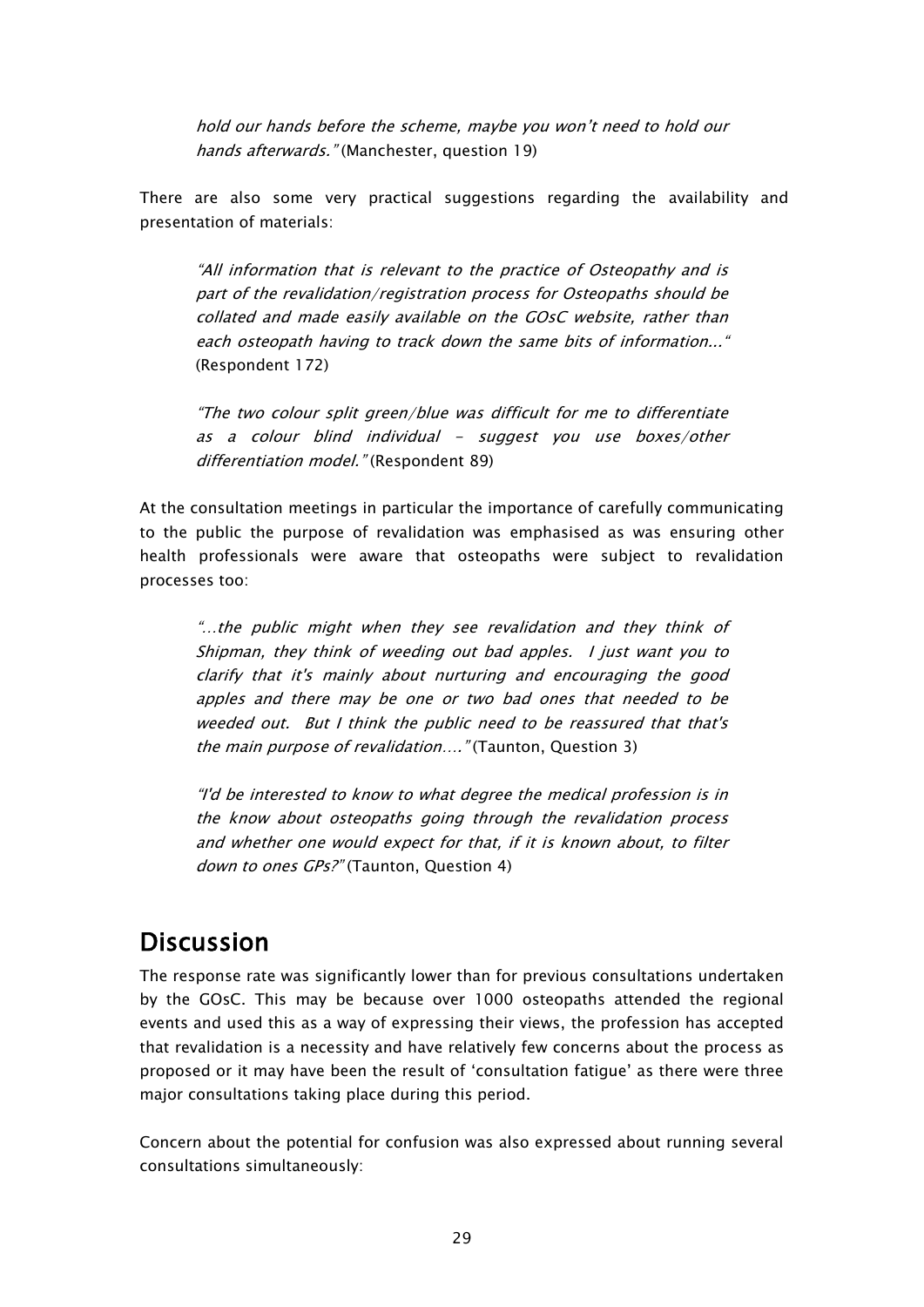*hold our hands before the scheme, maybe you won't need to hold our hands afterwards."* (Manchester, question 19)

There are also some very practical suggestions regarding the availability and presentation of materials:

> *"All information that is relevant to the practice of Osteopathy and is part of the revalidation/registration process for Osteopaths should be collated and made easily available on the GOsC website, rather than each osteopath having to track down the same bits of information..."* (Respondent 172)

> *"The two colour split green/blue was difficult for me to differentiate as a colour blind individual – suggest you use boxes/other differentiation model."* (Respondent 89)

At the consultation meetings in particular the importance of carefully communicating to the public the purpose of revalidation was emphasised as was ensuring other health professionals were aware that osteopaths were subject to revalidation processes too:

> *"...the public might when they see revalidation and they think of Shipman, they think of weeding out bad apples. I just want you to clarify that it's mainly about nurturing and encouraging the good apples and there may be one or two bad ones that needed to be weeded out. But I think the public need to be reassured that that's the main purpose of revalidation...."* (Taunton, Question 3)

> *"I'd be interested to know to what degree the medical profession is in the know about osteopaths going through the revalidation process and whether one would expect for that, if it is known about, to filter down to ones GPs?"* (Taunton, Question 4)

## Discussion

The response rate was significantly lower than for previous consultations undertaken by the GOsC. This may be because over 1000 osteopaths attended the regional events and used this as a way of expressing their views, the profession has accepted that revalidation is a necessity and have relatively few concerns about the process as proposed or it may have been the result of 'consultation fatigue' as there were three major consultations taking place during this period.

Concern about the potential for confusion was also expressed about running several consultations simultaneously: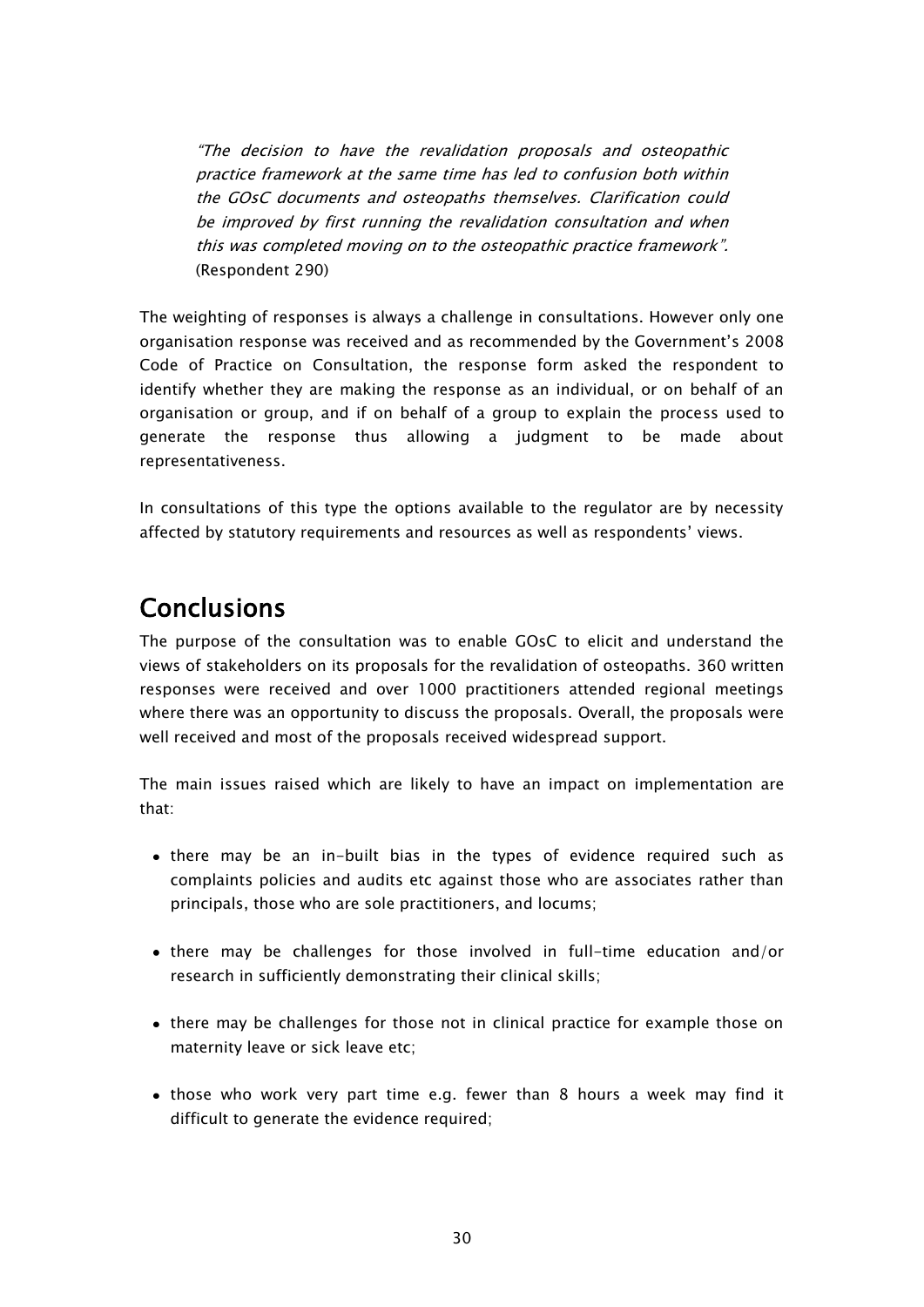*"The decision to have the revalidation proposals and osteopathic practice framework at the same time has led to confusion both within the GOsC documents and osteopaths themselves. Clarification could be improved by first running the revalidation consultation and when this was completed moving on to the osteopathic practice framework".* (Respondent 290)

The weighting of responses is always a challenge in consultations. However only one organisation response was received and as recommended by the Government's 2008 Code of Practice on Consultation, the response form asked the respondent to identify whether they are making the response as an individual, or on behalf of an organisation or group, and if on behalf of a group to explain the process used to generate the response thus allowing a judgment to be made about representativeness.

In consultations of this type the options available to the regulator are by necessity affected by statutory requirements and resources as well as respondents' views.

## Conclusions

The purpose of the consultation was to enable GOsC to elicit and understand the views of stakeholders on its proposals for the revalidation of osteopaths. 360 written responses were received and over 1000 practitioners attended regional meetings where there was an opportunity to discuss the proposals. Overall, the proposals were well received and most of the proposals received widespread support.

The main issues raised which are likely to have an impact on implementation are that:

- there may be an in-built bias in the types of evidence required such as complaints policies and audits etc against those who are associates rather than principals, those who are sole practitioners, and locums;

- there may be challenges for those involved in full-time education and/or research in sufficiently demonstrating their clinical skills;

- there may be challenges for those not in clinical practice for example those on maternity leave or sick leave etc;

- those who work very part time e.g. fewer than 8 hours a week may find it difficult to generate the evidence required;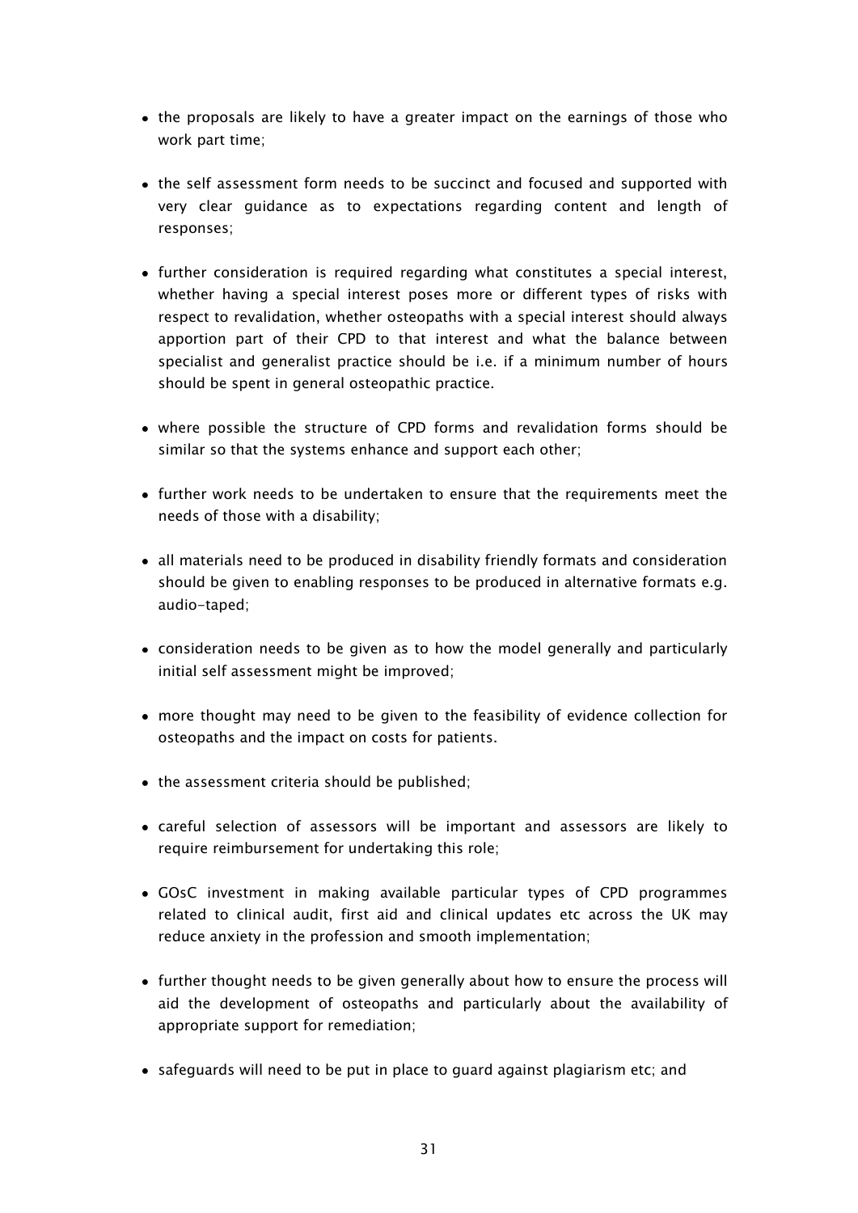- the proposals are likely to have a greater impact on the earnings of those who work part time;
- the self assessment form needs to be succinct and focused and supported with very clear guidance as to expectations regarding content and length of responses;
- further consideration is required regarding what constitutes a special interest, whether having a special interest poses more or different types of risks with respect to revalidation, whether osteopaths with a special interest should always apportion part of their CPD to that interest and what the balance between specialist and generalist practice should be i.e. if a minimum number of hours should be spent in general osteopathic practice.
- where possible the structure of CPD forms and revalidation forms should be similar so that the systems enhance and support each other;
- further work needs to be undertaken to ensure that the requirements meet the needs of those with a disability;
- all materials need to be produced in disability friendly formats and consideration should be given to enabling responses to be produced in alternative formats e.g. audio-taped;
- consideration needs to be given as to how the model generally and particularly initial self assessment might be improved;
- more thought may need to be given to the feasibility of evidence collection for osteopaths and the impact on costs for patients.
- the assessment criteria should be published;
- careful selection of assessors will be important and assessors are likely to require reimbursement for undertaking this role;
- GOsC investment in making available particular types of CPD programmes related to clinical audit, first aid and clinical updates etc across the UK may reduce anxiety in the profession and smooth implementation;
- further thought needs to be given generally about how to ensure the process will aid the development of osteopaths and particularly about the availability of appropriate support for remediation;
- safeguards will need to be put in place to guard against plagiarism etc; and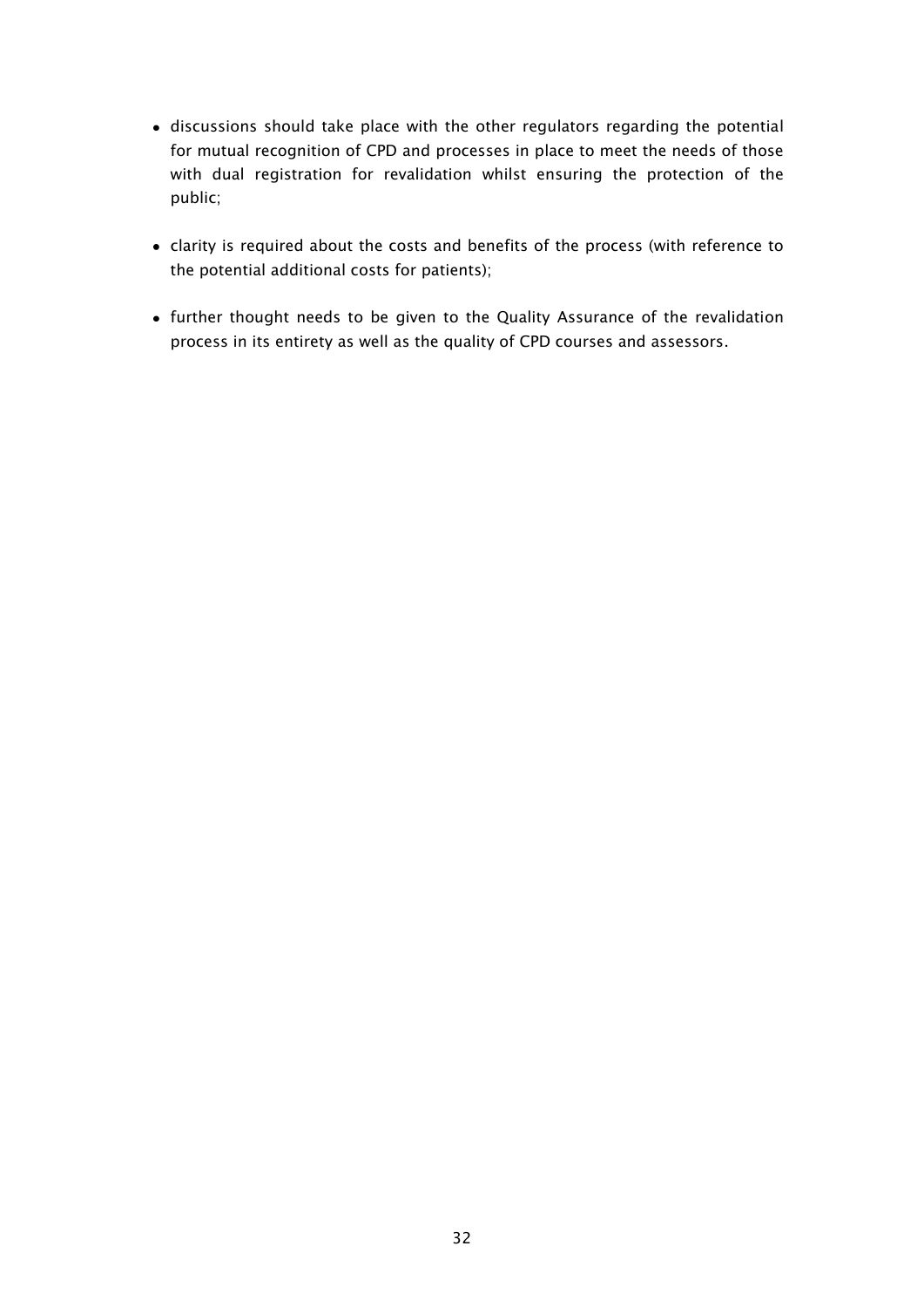- discussions should take place with the other regulators regarding the potential for mutual recognition of CPD and processes in place to meet the needs of those with dual registration for revalidation whilst ensuring the protection of the public;

- clarity is required about the costs and benefits of the process (with reference to the potential additional costs for patients);

- further thought needs to be given to the Quality Assurance of the revalidation process in its entirety as well as the quality of CPD courses and assessors.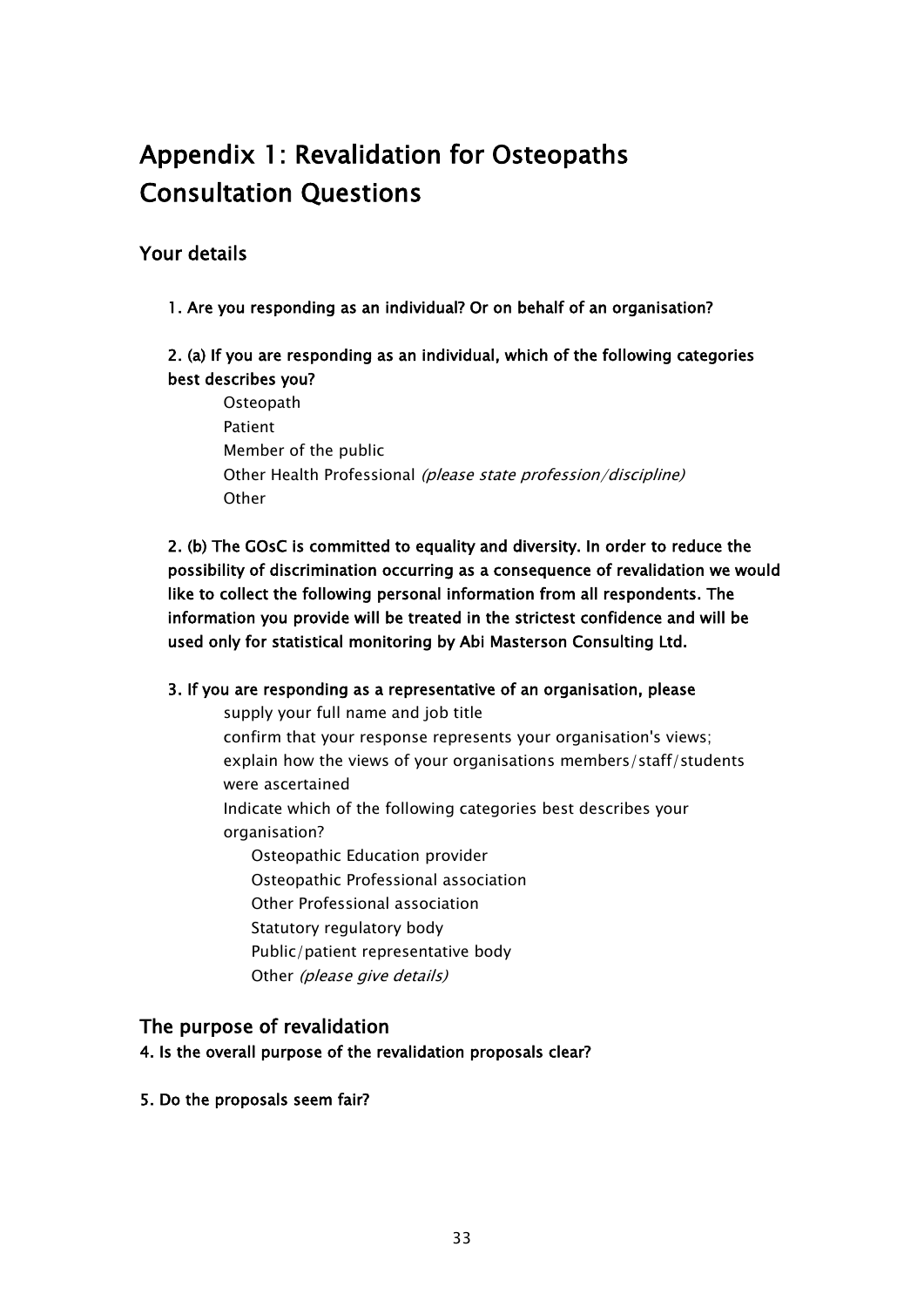# Appendix 1: Revalidation for Osteopaths Consultation Questions

## Your details

**1. Are you responding as an individual? Or on behalf of an organisation?**

**2. (a) If you are responding as an individual, which of the following categories best describes you?**

- Osteopath
- Patient
- Member of the public
- Other Health Professional *(please state profession/discipline)*
- Other

**2. (b) The GOsC is committed to equality and diversity. In order to reduce the possibility of discrimination occurring as a consequence of revalidation we would like to collect the following personal information from all respondents. The information you provide will be treated in the strictest confidence and will be used only for statistical monitoring by Abi Masterson Consulting Ltd.**

**3. If you are responding as a representative of an organisation, please**

- supply your full name and job title
- confirm that your response represents your organisation's views;
- explain how the views of your organisations members/staff/students were ascertained
- Indicate which of the following categories best describes your organisation?
  - Osteopathic Education provider
  - Osteopathic Professional association
  - Other Professional association
  - Statutory regulatory body
  - Public/patient representative body
  - Other *(please give details)*

## The purpose of revalidation

**4. Is the overall purpose of the revalidation proposals clear?**

**5. Do the proposals seem fair?**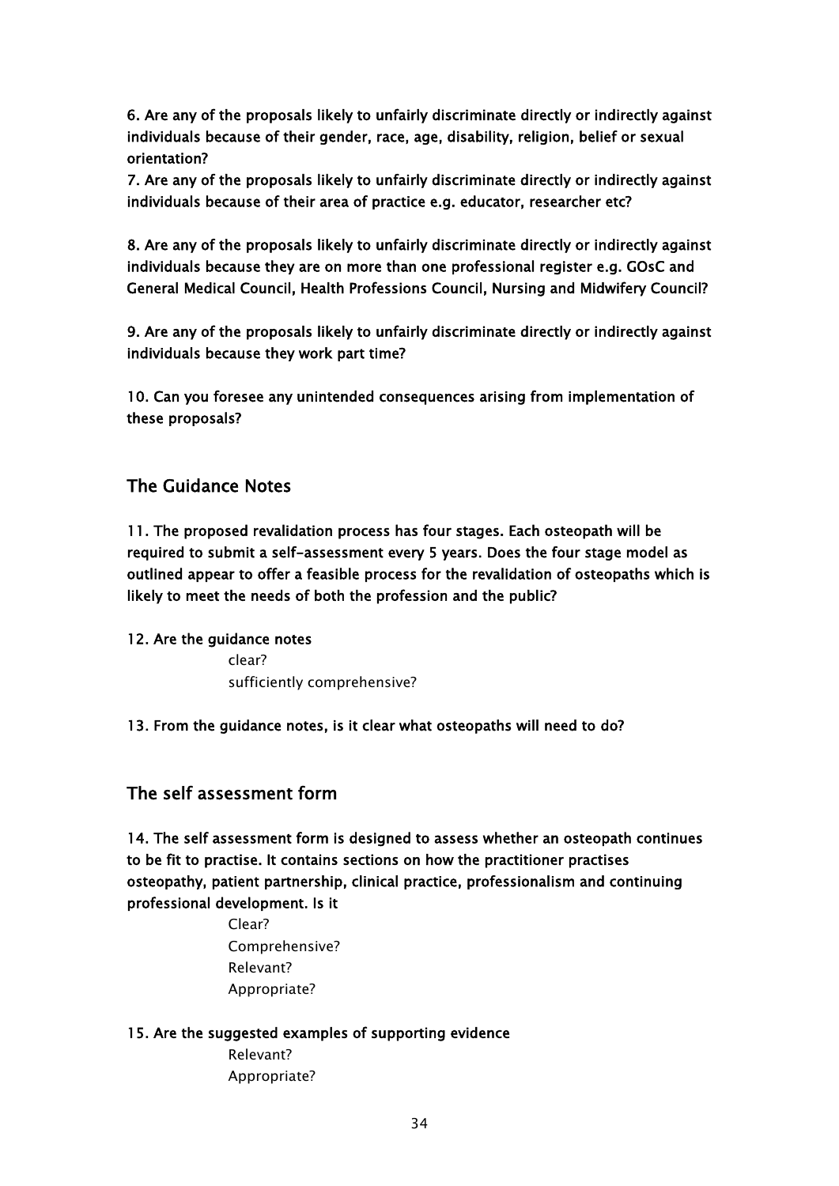**6. Are any of the proposals likely to unfairly discriminate directly or indirectly against individuals because of their gender, race, age, disability, religion, belief or sexual orientation?**

**7. Are any of the proposals likely to unfairly discriminate directly or indirectly against individuals because of their area of practice e.g. educator, researcher etc?**

**8. Are any of the proposals likely to unfairly discriminate directly or indirectly against individuals because they are on more than one professional register e.g. GOsC and General Medical Council, Health Professions Council, Nursing and Midwifery Council?**

**9. Are any of the proposals likely to unfairly discriminate directly or indirectly against individuals because they work part time?**

**10. Can you foresee any unintended consequences arising from implementation of these proposals?**

## The Guidance Notes

**11. The proposed revalidation process has four stages. Each osteopath will be required to submit a self-assessment every 5 years. Does the four stage model as outlined appear to offer a feasible process for the revalidation of osteopaths which is likely to meet the needs of both the profession and the public?**

**12. Are the guidance notes**

- clear?
- sufficiently comprehensive?

**13. From the guidance notes, is it clear what osteopaths will need to do?**

## The self assessment form

**14. The self assessment form is designed to assess whether an osteopath continues to be fit to practise. It contains sections on how the practitioner practises osteopathy, patient partnership, clinical practice, professionalism and continuing professional development. Is it**

- Clear?
- Comprehensive?
- Relevant?
- Appropriate?

**15. Are the suggested examples of supporting evidence**

- Relevant?
- Appropriate?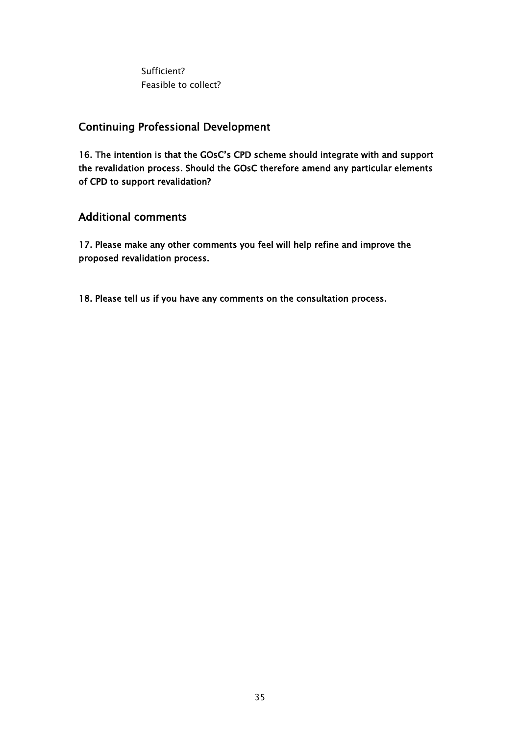Sufficient?
Feasible to collect?

## Continuing Professional Development

**16. The intention is that the GOsC's CPD scheme should integrate with and support the revalidation process. Should the GOsC therefore amend any particular elements of CPD to support revalidation?**

## Additional comments

**17. Please make any other comments you feel will help refine and improve the proposed revalidation process.**

**18. Please tell us if you have any comments on the consultation process.**